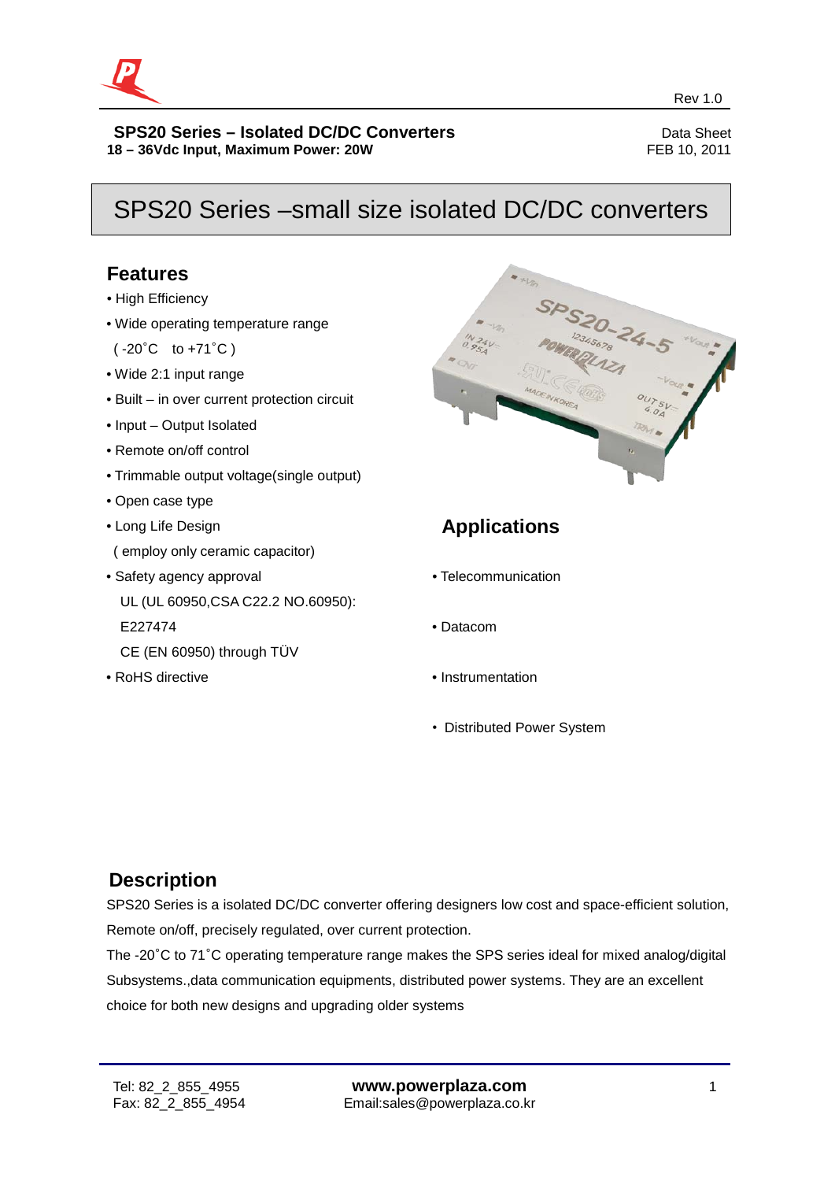Rev 1.0

**SPS20 Series – Isolated DC/DC Converters**
**18 – 36Vdc Input, Maximum Power: 20W**

Data Sheet
FEB 10, 2011

# SPS20 Series –small size isolated DC/DC converters

## Features

- High Efficiency
- Wide operating temperature range
  ( -20˚C to +71˚C )
- Wide 2:1 input range
- Built – in over current protection circuit
- Input – Output Isolated
- Remote on/off control
- Trimmable output voltage(single output)
- Open case type
- Long Life Design
  ( employ only ceramic capacitor)
- Safety agency approval
  UL (UL 60950,CSA C22.2 NO.60950):
  E227474
  CE (EN 60950) through TÜV
- RoHS directive

## Applications

- Telecommunication
- Datacom
- Instrumentation
- Distributed Power System

## Description

SPS20 Series is a isolated DC/DC converter offering designers low cost and space-efficient solution, Remote on/off, precisely regulated, over current protection.

The -20˚C to 71˚C operating temperature range makes the SPS series ideal for mixed analog/digital Subsystems.,data communication equipments, distributed power systems. They are an excellent choice for both new designs and upgrading older systems

Tel: 82_2_855_4955
Fax: 82_2_855_4954

**www.powerplaza.com**
Email:sales@powerplaza.co.kr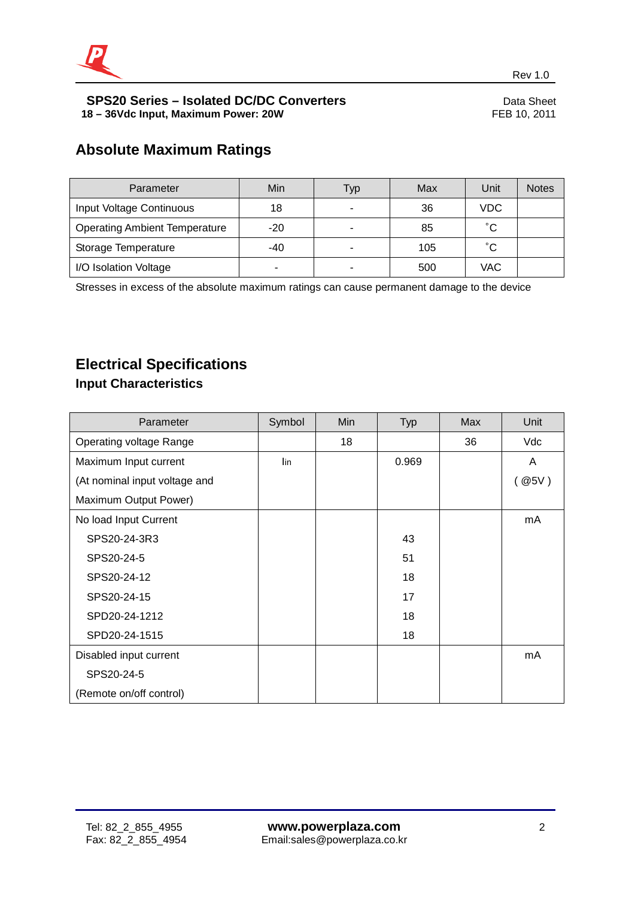**SPS20 Series – Isolated DC/DC Converters**
**18 – 36Vdc Input, Maximum Power: 20W**

Data Sheet
FEB 10, 2011

## Absolute Maximum Ratings

| Parameter | Min | Typ | Max | Unit | Notes |
|---|---|---|---|---|---|
| Input Voltage Continuous | 18 | - | 36 | VDC | |
| Operating Ambient Temperature | -20 | - | 85 | ˚C | |
| Storage Temperature | -40 | - | 105 | ˚C | |
| I/O Isolation Voltage | - | - | 500 | VAC | |

Stresses in excess of the absolute maximum ratings can cause permanent damage to the device

## Electrical Specifications

### Input Characteristics

| Parameter | Symbol | Min | Typ | Max | Unit |
|---|---|---|---|---|---|
| Operating voltage Range | | 18 | | 36 | Vdc |
| Maximum Input current (At nominal input voltage and Maximum Output Power) | Iin | | 0.969 | | A ( @5V ) |
| No load Input Current | | | | | mA |
| SPS20-24-3R3 | | | 43 | | |
| SPS20-24-5 | | | 51 | | |
| SPS20-24-12 | | | 18 | | |
| SPS20-24-15 | | | 17 | | |
| SPD20-24-1212 | | | 18 | | |
| SPD20-24-1515 | | | 18 | | |
| Disabled input current SPS20-24-5 (Remote on/off control) | | | | | mA |

Tel: 82_2_855_4955
Fax: 82_2_855_4954

**www.powerplaza.com**
Email:sales@powerplaza.co.kr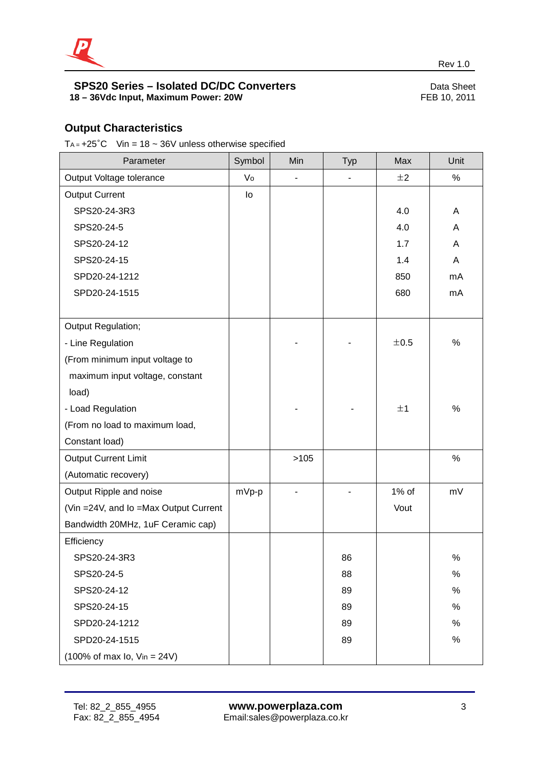## Output Characteristics

$T_A$ = +25˚C  Vin = 18 ~ 36V unless otherwise specified

| Parameter | Symbol | Min | Typ | Max | Unit |
|---|---|---|---|---|---|
| Output Voltage tolerance | $V_o$ | - | - | ±2 | % |
| Output Current | Io | | | | |
| SPS20-24-3R3 | | | | 4.0 | A |
| SPS20-24-5 | | | | 4.0 | A |
| SPS20-24-12 | | | | 1.7 | A |
| SPS20-24-15 | | | | 1.4 | A |
| SPD20-24-1212 | | | | 850 | mA |
| SPD20-24-1515 | | | | 680 | mA |
| Output Regulation; | | | | | |
| - Line Regulation (From minimum input voltage to maximum input voltage, constant load) | | - | - | ±0.5 | % |
| - Load Regulation (From no load to maximum load, Constant load) | | - | - | ±1 | % |
| Output Current Limit (Automatic recovery) | | >105 | | | % |
| Output Ripple and noise (Vin =24V, and Io =Max Output Current Bandwidth 20MHz, 1uF Ceramic cap) | mVp-p | - | - | 1% of Vout | mV |
| Efficiency | | | | | |
| SPS20-24-3R3 | | | 86 | | % |
| SPS20-24-5 | | | 88 | | % |
| SPS20-24-12 | | | 89 | | % |
| SPS20-24-15 | | | 89 | | % |
| SPD20-24-1212 | | | 89 | | % |
| SPD20-24-1515 | | | 89 | | % |
| (100% of max Io, $V_{in}$ = 24V) | | | | | |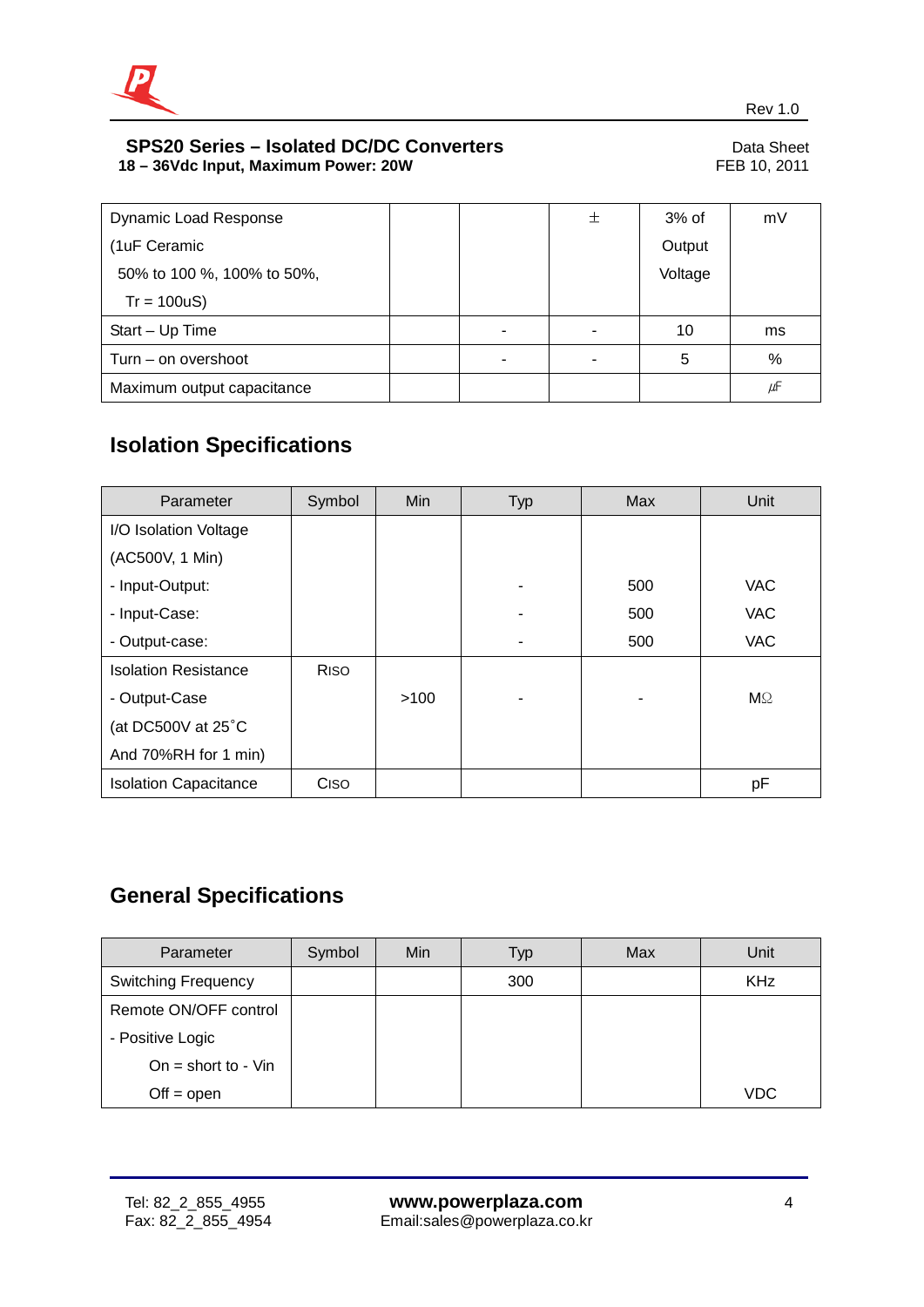SPS20 Series – Isolated DC/DC Converters
18 – 36Vdc Input, Maximum Power: 20W

Data Sheet
FEB 10, 2011

| Dynamic Load Response<br>(1uF Ceramic<br>50% to 100 %, 100% to 50%,<br>Tr = 100uS) | | | ± | 3% of Output Voltage | mV |
|---|---|---|---|---|---|
| Start – Up Time | | - | - | 10 | ms |
| Turn – on overshoot | | - | - | 5 | % |
| Maximum output capacitance | | | | | ㎌ |

## Isolation Specifications

| Parameter | Symbol | Min | Typ | Max | Unit |
|---|---|---|---|---|---|
| I/O Isolation Voltage<br>(AC500V, 1 Min)<br>- Input-Output:<br>- Input-Case:<br>- Output-case: | | | -<br>-<br>- | 500<br>500<br>500 | VAC<br>VAC<br>VAC |
| Isolation Resistance<br>- Output-Case<br>(at DC500V at 25˚C<br>And 70%RH for 1 min) | RISO | >100 | - | - | MΩ |
| Isolation Capacitance | CISO | | | | pF |

## General Specifications

| Parameter | Symbol | Min | Typ | Max | Unit |
|---|---|---|---|---|---|
| Switching Frequency | | | 300 | | KHz |
| Remote ON/OFF control<br>- Positive Logic<br>On = short to - Vin<br>Off = open | | | | | VDC |

Tel: 82_2_855_4955
Fax: 82_2_855_4954

**www.powerplaza.com**
Email:sales@powerplaza.co.kr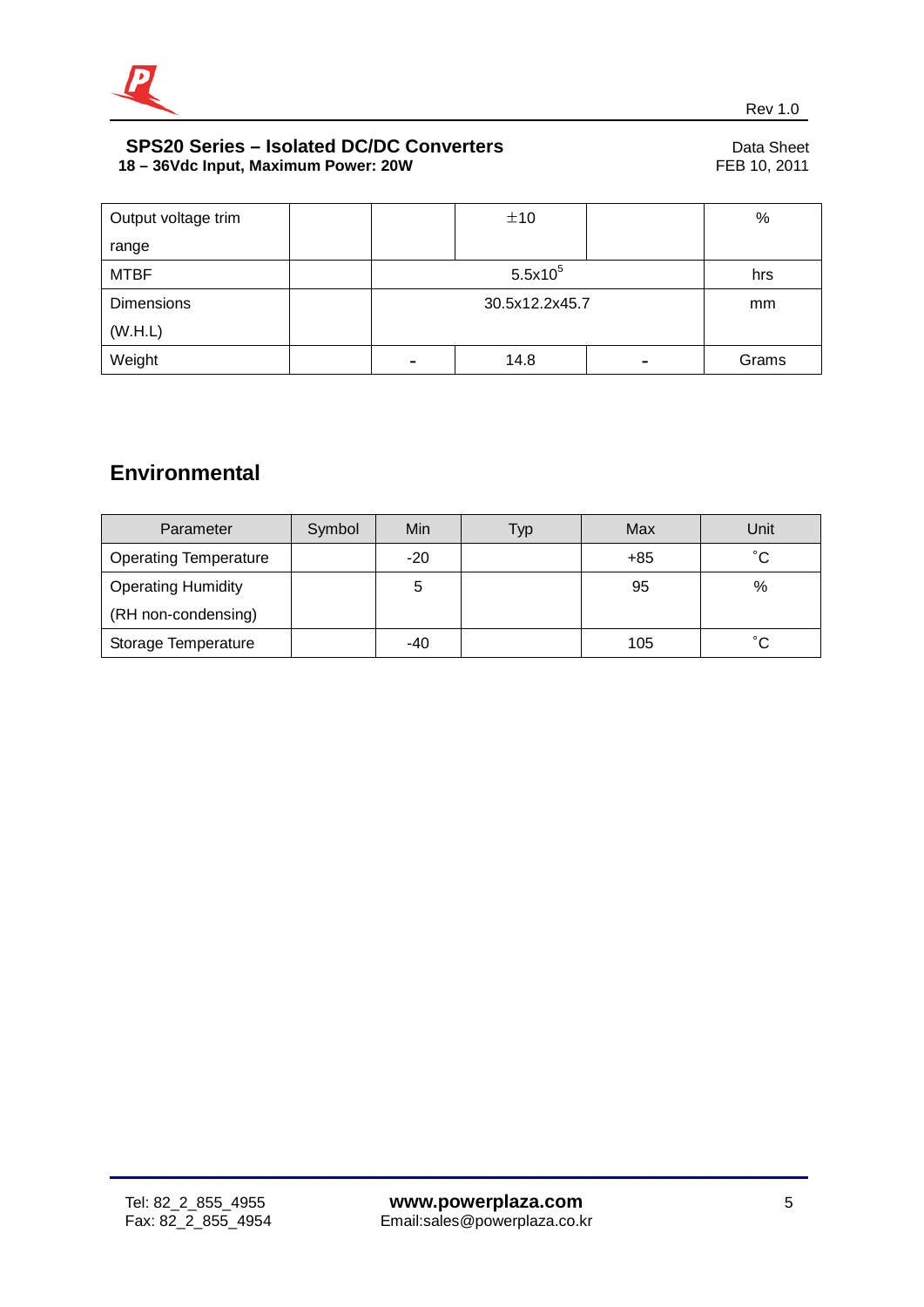| Output voltage trim range | | | ±10 | | % |
|---|---|---|---|---|---|
| MTBF | | | $5.5x10^5$ | | hrs |
| Dimensions (W.H.L) | | | 30.5x12.2x45.7 | | mm |
| Weight | | - | 14.8 | - | Grams |

## Environmental

| Parameter | Symbol | Min | Typ | Max | Unit |
|---|---|---|---|---|---|
| Operating Temperature | | -20 | | +85 | ˚C |
| Operating Humidity (RH non-condensing) | | 5 | | 95 | % |
| Storage Temperature | | -40 | | 105 | ˚C |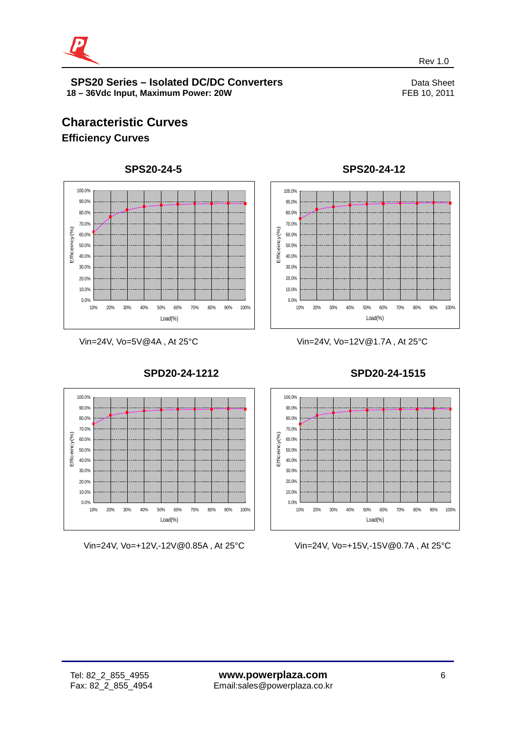## Characteristic Curves

### Efficiency Curves

**SPS20-24-5**

Vin=24V, Vo=5V@4A , At 25°C

**SPS20-24-12**

Vin=24V, Vo=12V@1.7A , At 25°C

**SPD20-24-1212**

Vin=24V, Vo=+12V,-12V@0.85A , At 25°C

**SPD20-24-1515**

Vin=24V, Vo=+15V,-15V@0.7A , At 25°C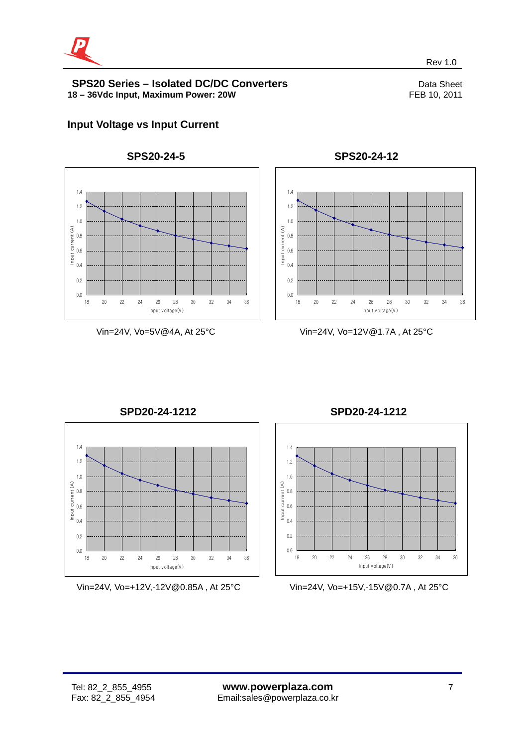## SPS20 Series – Isolated DC/DC Converters

**18 – 36Vdc Input, Maximum Power: 20W**

Data Sheet
FEB 10, 2011

Rev 1.0

### Input Voltage vs Input Current

**SPS20-24-5**

Vin=24V, Vo=5V@4A, At 25°C

**SPS20-24-12**

Vin=24V, Vo=12V@1.7A , At 25°C

**SPD20-24-1212**

Vin=24V, Vo=+12V,-12V@0.85A , At 25°C

**SPD20-24-1212**

Vin=24V, Vo=+15V,-15V@0.7A , At 25°C

Tel: 82_2_855_4955
Fax: 82_2_855_4954

**www.powerplaza.com**
Email:sales@powerplaza.co.kr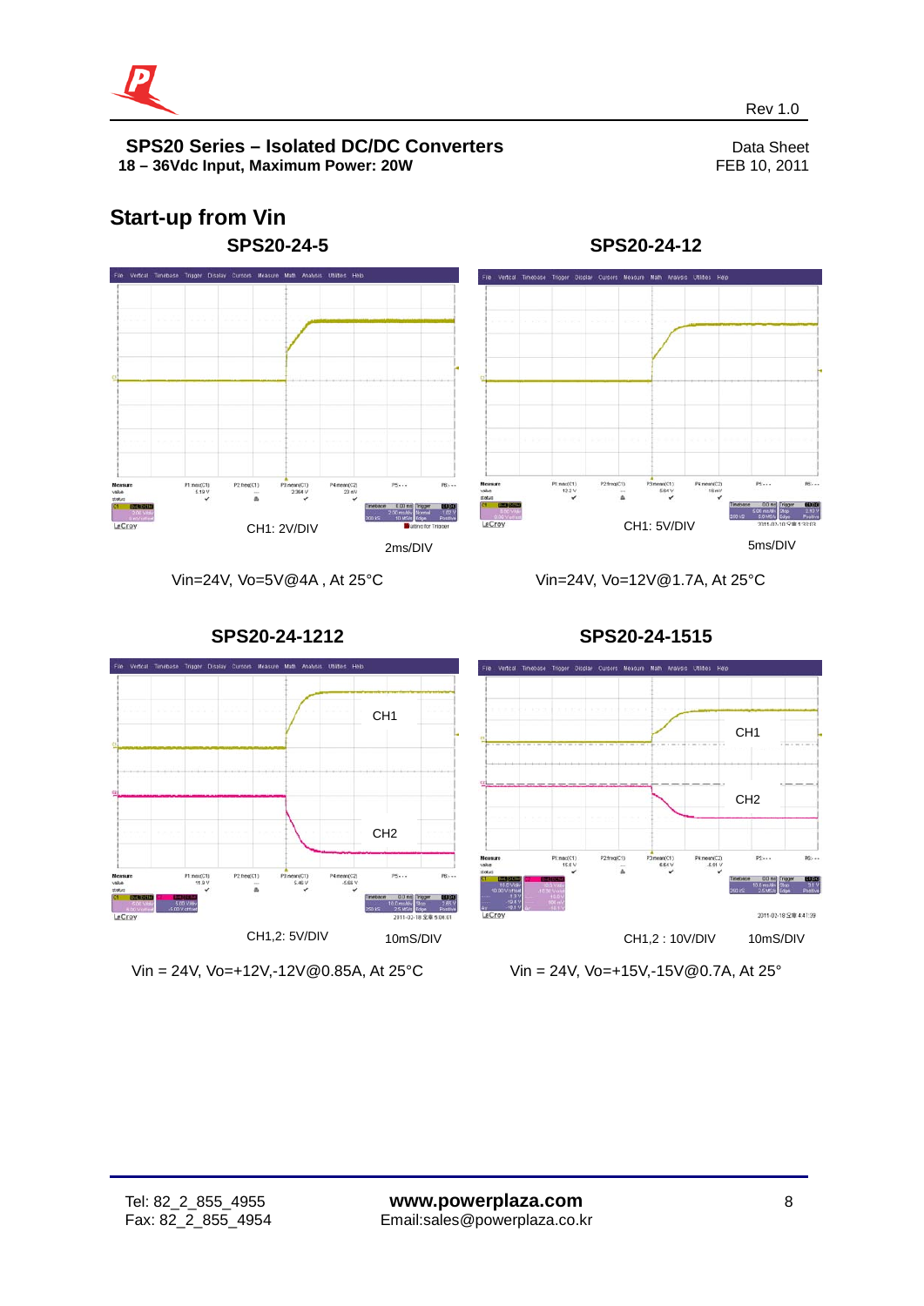## Start-up from Vin

### SPS20-24-5

CH1: 2V/DIV

2ms/DIV

Vin=24V, Vo=5V@4A , At 25°C

### SPS20-24-12

CH1: 5V/DIV

5mS/DIV

Vin=24V, Vo=12V@1.7A, At 25°C

### SPS20-24-1212

CH1

CH2

CH1,2: 5V/DIV

10mS/DIV

Vin = 24V, Vo=+12V,-12V@0.85A, At 25°C

### SPS20-24-1515

CH1

CH2

CH1,2 : 10V/DIV

10mS/DIV

Vin = 24V, Vo=+15V,-15V@0.7A, At 25°

Tel: 82_2_855_4955
Fax: 82_2_855_4954

**www.powerplaza.com**
Email:sales@powerplaza.co.kr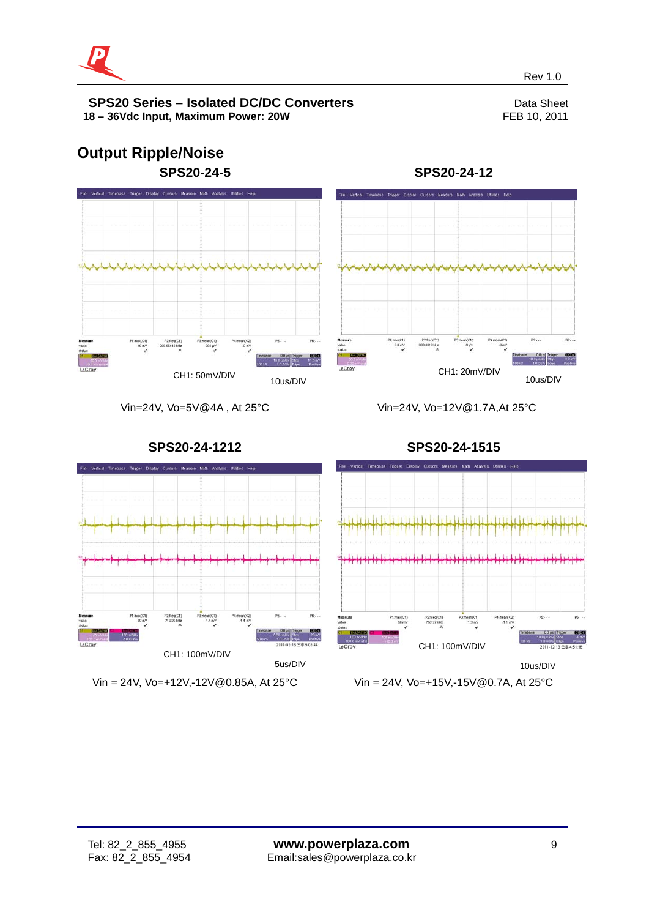## Output Ripple/Noise

### SPS20-24-5

CH1: 50mV/DIV

10us/DIV

Vin=24V, Vo=5V@4A , At 25°C

### SPS20-24-12

CH1: 20mV/DIV

10us/DIV

Vin=24V, Vo=12V@1.7A,At 25°C

### SPS20-24-1212

CH1: 100mV/DIV

5us/DIV

Vin = 24V, Vo=+12V,-12V@0.85A, At 25°C

### SPS20-24-1515

CH1: 100mV/DIV

10us/DIV

Vin = 24V, Vo=+15V,-15V@0.7A, At 25°C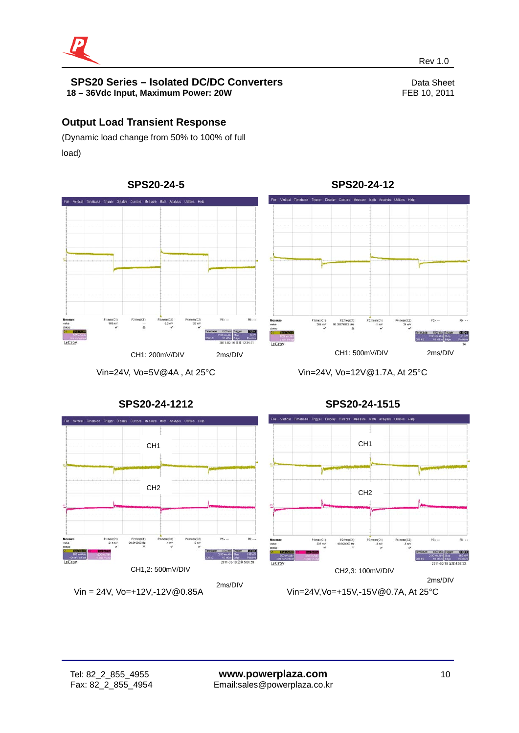## Output Load Transient Response

(Dynamic load change from 50% to 100% of full load)

### SPS20-24-5

CH1: 200mV/DIV 2ms/DIV

Vin=24V, Vo=5V@4A , At 25°C

### SPS20-24-12

CH1: 500mV/DIV 2ms/DIV

Vin=24V, Vo=12V@1.7A, At 25°C

### SPS20-24-1212

CH1,2: 500mV/DIV

2ms/DIV

Vin = 24V, Vo=+12V,-12V@0.85A

### SPS20-24-1515

CH2,3: 100mV/DIV

2ms/DIV

Vin=24V,Vo=+15V,-15V@0.7A, At 25°C

Tel: 82_2_855_4955
Fax: 82_2_855_4954

**www.powerplaza.com**
Email:sales@powerplaza.co.kr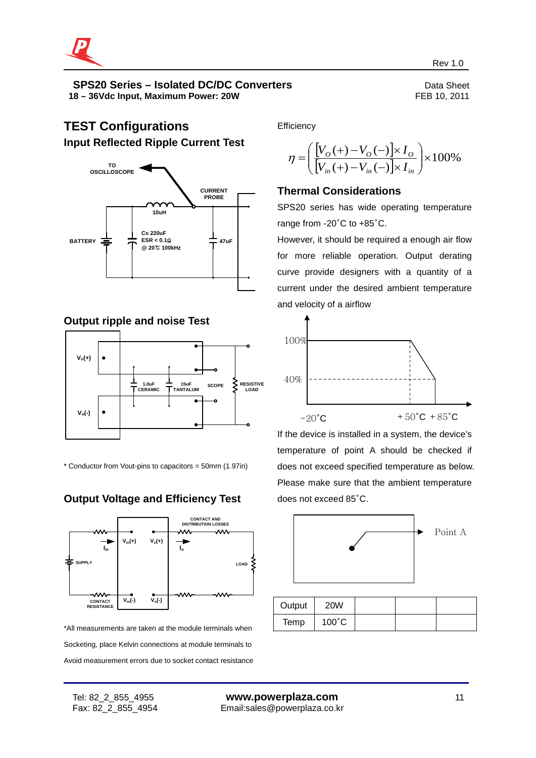## TEST Configurations

### Input Reflected Ripple Current Test

TO OSCILLOSCOPE

CURRENT PROBE

10uH

BATTERY

Cs 220uF
ESR < 0.1Ω
@ 20℃ 100kHz

47uF

### Output ripple and noise Test

$V_o(+)$

$V_o(-)$

1.0uF CERAMIC

15uF TANTALUM

SCOPE

RESISTIVE LOAD

* Conductor from Vout-pins to capacitors = 50mm (1.97in)

### Output Voltage and Efficiency Test

CONTACT AND DISTRIBUTION LOSSES

$I_{in}$ $V_{in}(+)$ $V_o(+)$ $I_o$

SUPPLY LOAD

CONTACT RESISTANCE $V_{in}(-)$ $V_o(-)$

*All measurements are taken at the module terminals when

Socketing, place Kelvin connections at module terminals to

Avoid measurement errors due to socket contact resistance

Efficiency

$$\eta = \left( \frac{[V_O(+) - V_O(-)] \times I_O}{[V_{in}(+) - V_{in}(-)] \times I_{in}} \right) \times 100\%$$

### Thermal Considerations

SPS20 series has wide operating temperature range from -20˚C to +85˚C.

However, it should be required a enough air flow for more reliable operation. Output derating curve provide designers with a quantity of a current under the desired ambient temperature and velocity of a airflow

100%

40%

−20˚C +50˚C +85˚C

If the device is installed in a system, the device's temperature of point A should be checked if does not exceed specified temperature as below. Please make sure that the ambient temperature does not exceed 85˚C.

Point A

| Output | 20W | | | |
|---|---|---|---|---|
| Temp | 100˚C | | | |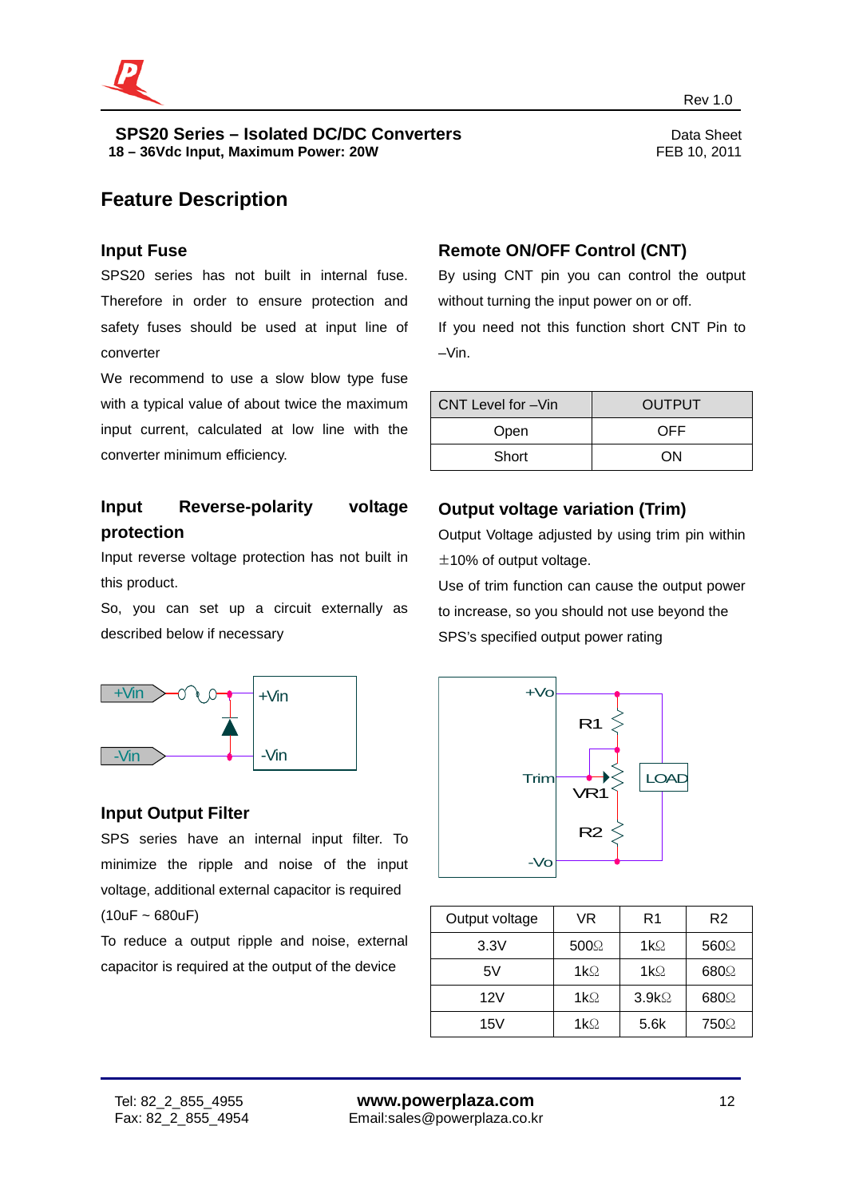## Feature Description

### Input Fuse

SPS20 series has not built in internal fuse. Therefore in order to ensure protection and safety fuses should be used at input line of converter

We recommend to use a slow blow type fuse with a typical value of about twice the maximum input current, calculated at low line with the converter minimum efficiency.

### Input Reverse-polarity voltage protection

Input reverse voltage protection has not built in this product.

So, you can set up a circuit externally as described below if necessary

### Input Output Filter

SPS series have an internal input filter. To minimize the ripple and noise of the input voltage, additional external capacitor is required (10uF ~ 680uF)

To reduce a output ripple and noise, external capacitor is required at the output of the device

### Remote ON/OFF Control (CNT)

By using CNT pin you can control the output without turning the input power on or off.

If you need not this function short CNT Pin to –Vin.

| CNT Level for –Vin | OUTPUT |
|---|---|
| Open | OFF |
| Short | ON |

### Output voltage variation (Trim)

Output Voltage adjusted by using trim pin within ±10% of output voltage.

Use of trim function can cause the output power to increase, so you should not use beyond the SPS's specified output power rating

| Output voltage | VR | R1 | R2 |
|---|---|---|---|
| 3.3V | 500Ω | 1kΩ | 560Ω |
| 5V | 1kΩ | 1kΩ | 680Ω |
| 12V | 1kΩ | 3.9kΩ | 680Ω |
| 15V | 1kΩ | 5.6k | 750Ω |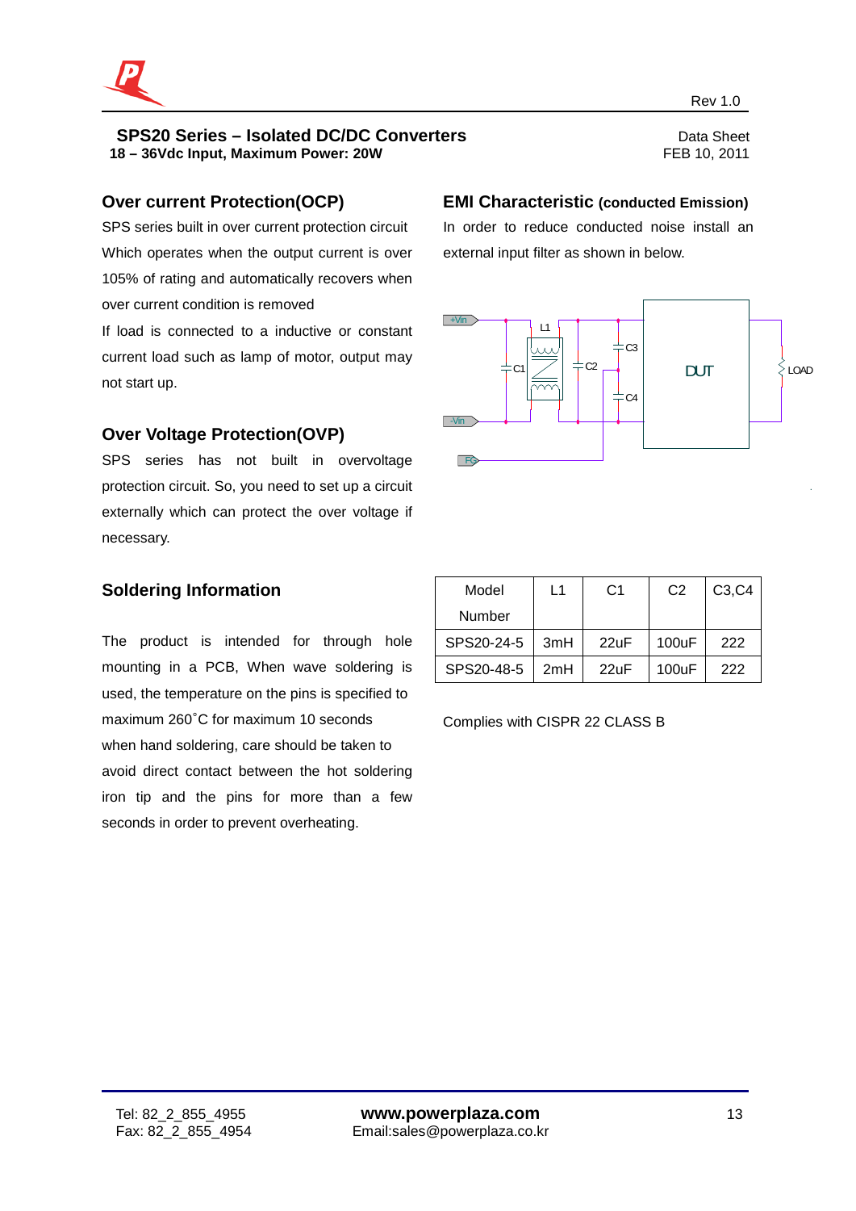# SPS20 Series – Isolated DC/DC Converters

**18 – 36Vdc Input, Maximum Power: 20W**

Data Sheet
FEB 10, 2011

## Over current Protection(OCP)

SPS series built in over current protection circuit Which operates when the output current is over 105% of rating and automatically recovers when over current condition is removed

If load is connected to a inductive or constant current load such as lamp of motor, output may not start up.

## Over Voltage Protection(OVP)

SPS series has not built in overvoltage protection circuit. So, you need to set up a circuit externally which can protect the over voltage if necessary.

## Soldering Information

The product is intended for through hole mounting in a PCB, When wave soldering is used, the temperature on the pins is specified to maximum 260˚C for maximum 10 seconds

when hand soldering, care should be taken to avoid direct contact between the hot soldering iron tip and the pins for more than a few seconds in order to prevent overheating.

## EMI Characteristic (conducted Emission)

In order to reduce conducted noise install an external input filter as shown in below.

+Vin, -Vin, FG, L1, C1, C2, C3, C4, DUT, LOAD

| Model Number | L1 | C1 | C2 | C3,C4 |
|---|---|---|---|---|
| SPS20-24-5 | 3mH | 22uF | 100uF | 222 |
| SPS20-48-5 | 2mH | 22uF | 100uF | 222 |

Complies with CISPR 22 CLASS B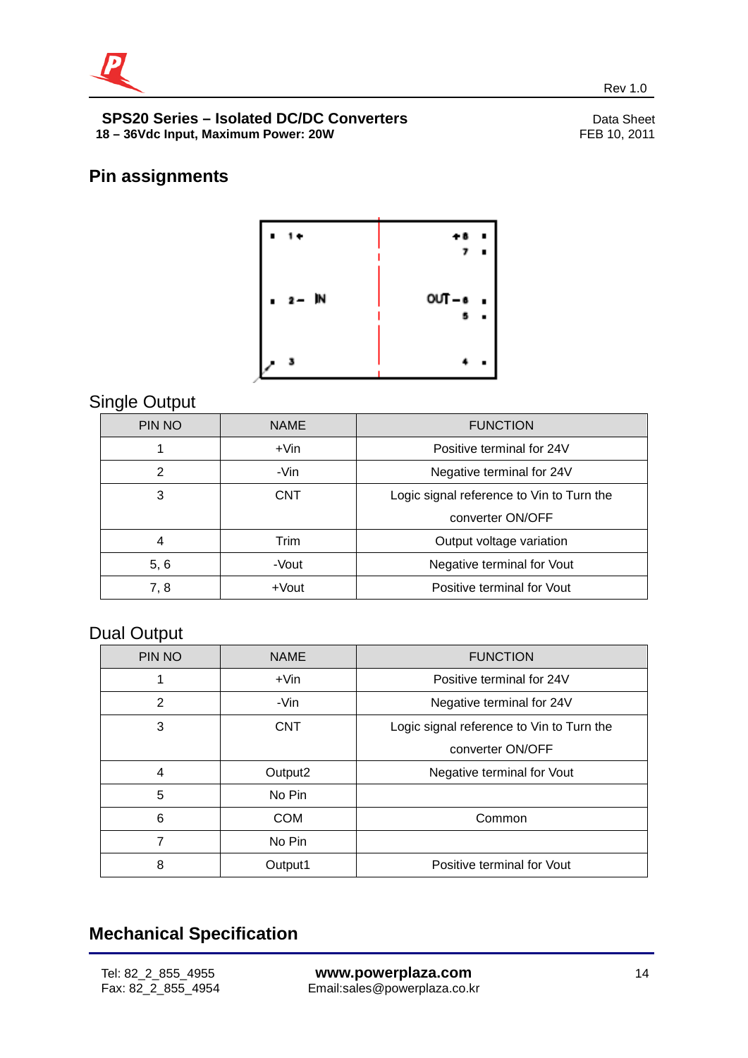SPS20 Series – Isolated DC/DC Converters
18 – 36Vdc Input, Maximum Power: 20W

Data Sheet
FEB 10, 2011

## Pin assignments

### Single Output

| PIN NO | NAME | FUNCTION |
|---|---|---|
| 1 | +Vin | Positive terminal for 24V |
| 2 | -Vin | Negative terminal for 24V |
| 3 | CNT | Logic signal reference to Vin to Turn the converter ON/OFF |
| 4 | Trim | Output voltage variation |
| 5, 6 | -Vout | Negative terminal for Vout |
| 7, 8 | +Vout | Positive terminal for Vout |

### Dual Output

| PIN NO | NAME | FUNCTION |
|---|---|---|
| 1 | +Vin | Positive terminal for 24V |
| 2 | -Vin | Negative terminal for 24V |
| 3 | CNT | Logic signal reference to Vin to Turn the converter ON/OFF |
| 4 | Output2 | Negative terminal for Vout |
| 5 | No Pin | |
| 6 | COM | Common |
| 7 | No Pin | |
| 8 | Output1 | Positive terminal for Vout |

## Mechanical Specification

Tel: 82_2_855_4955
Fax: 82_2_855_4954

www.powerplaza.com
Email:sales@powerplaza.co.kr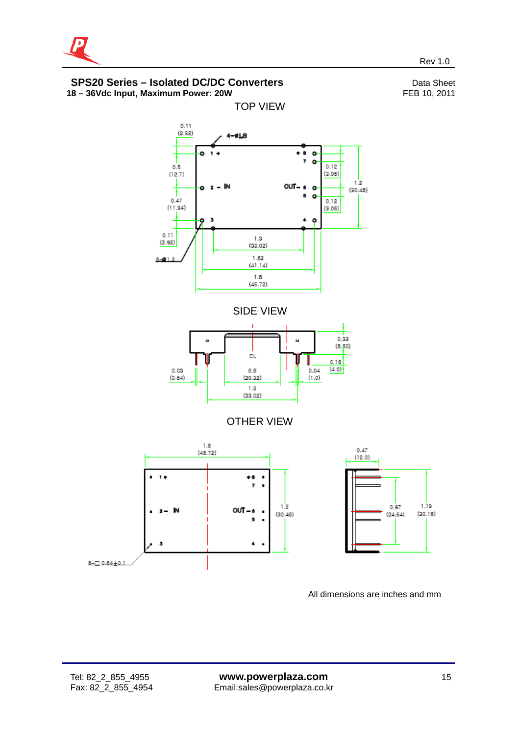## SPS20 Series – Isolated DC/DC Converters

**18 – 36Vdc Input, Maximum Power: 20W**

Data Sheet
FEB 10, 2011

Rev 1.0

### TOP VIEW

4-ø1.8

1 +
2 – IN
3

+ 8
7
OUT – 6
5
4

0.11 (2.92)
0.5 (12.7)
0.47 (11.94)
0.11 (2.92)
8-ø1.2

0.12 (3.05)
0.12 (3.05)
1.2 (30.48)

1.3 (33.02)
1.62 (41.14)
1.8 (45.72)

### SIDE VIEW

CL

0.33 (8.50)
0.16 (4.0)
0.03 (0.64)
0.8 (20.32)
0.04 (1.0)
1.3 (33.02)

### OTHER VIEW

1.8 (45.72)

1 +
2 – IN
3

+ 8
7
OUT – 6
5
4

1.2 (30.48)

8-□ 0.64±0.1

0.47 (12.0)
0.97 (24.64)
1.19 (30.18)

All dimensions are inches and mm

Tel: 82_2_855_4955
Fax: 82_2_855_4954

**www.powerplaza.com**
Email:sales@powerplaza.co.kr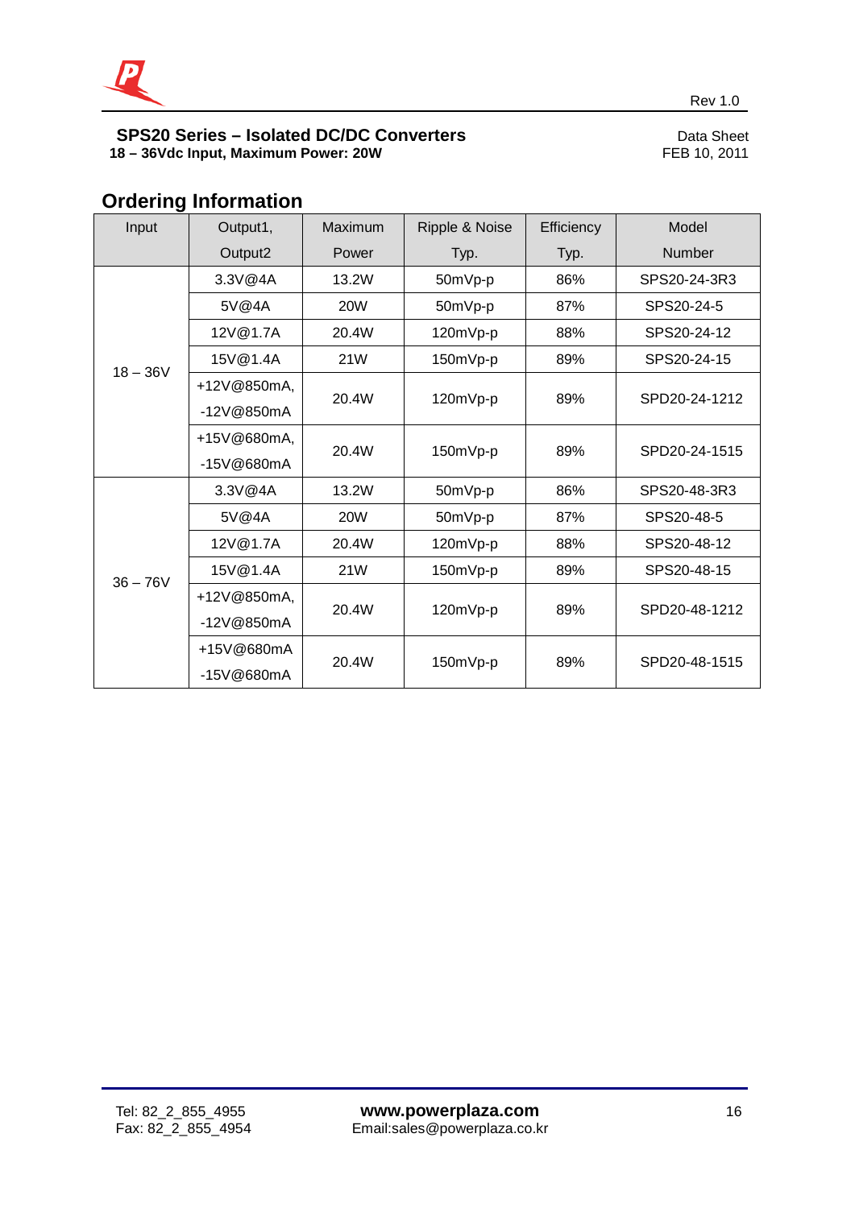## Ordering Information

| Input | Output1, Output2 | Maximum Power | Ripple & Noise Typ. | Efficiency Typ. | Model Number |
|---|---|---|---|---|---|
| 18 – 36V | 3.3V@4A | 13.2W | 50mVp-p | 86% | SPS20-24-3R3 |
| | 5V@4A | 20W | 50mVp-p | 87% | SPS20-24-5 |
| | 12V@1.7A | 20.4W | 120mVp-p | 88% | SPS20-24-12 |
| | 15V@1.4A | 21W | 150mVp-p | 89% | SPS20-24-15 |
| | +12V@850mA, -12V@850mA | 20.4W | 120mVp-p | 89% | SPD20-24-1212 |
| | +15V@680mA, -15V@680mA | 20.4W | 150mVp-p | 89% | SPD20-24-1515 |
| 36 – 76V | 3.3V@4A | 13.2W | 50mVp-p | 86% | SPS20-48-3R3 |
| | 5V@4A | 20W | 50mVp-p | 87% | SPS20-48-5 |
| | 12V@1.7A | 20.4W | 120mVp-p | 88% | SPS20-48-12 |
| | 15V@1.4A | 21W | 150mVp-p | 89% | SPS20-48-15 |
| | +12V@850mA, -12V@850mA | 20.4W | 120mVp-p | 89% | SPD20-48-1212 |
| | +15V@680mA -15V@680mA | 20.4W | 150mVp-p | 89% | SPD20-48-1515 |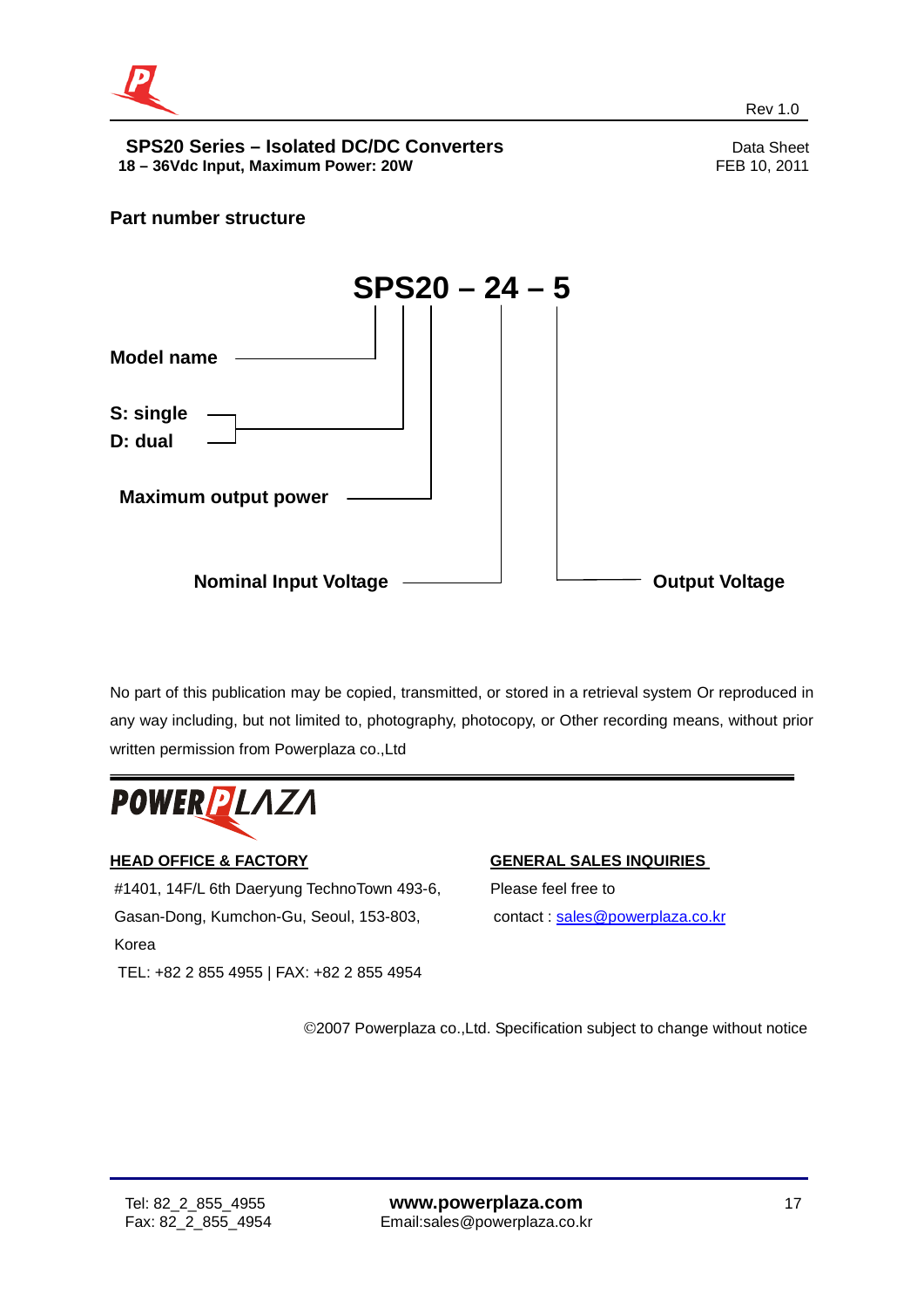## Part number structure

**SPS20 – 24 – 5**

- **Model name**: SPS
- **S: single / D: dual**: S
- **Maximum output power**: 20
- **Nominal Input Voltage**: 24
- **Output Voltage**: 5

No part of this publication may be copied, transmitted, or stored in a retrieval system Or reproduced in any way including, but not limited to, photography, photocopy, or Other recording means, without prior written permission from Powerplaza co.,Ltd

**POWERPLAZA**

**HEAD OFFICE & FACTORY**

#1401, 14F/L 6th Daeryung TechnoTown 493-6,
Gasan-Dong, Kumchon-Gu, Seoul, 153-803,
Korea
TEL: +82 2 855 4955 | FAX: +82 2 855 4954

**GENERAL SALES INQUIRIES**

Please feel free to
contact : sales@powerplaza.co.kr

©2007 Powerplaza co.,Ltd. Specification subject to change without notice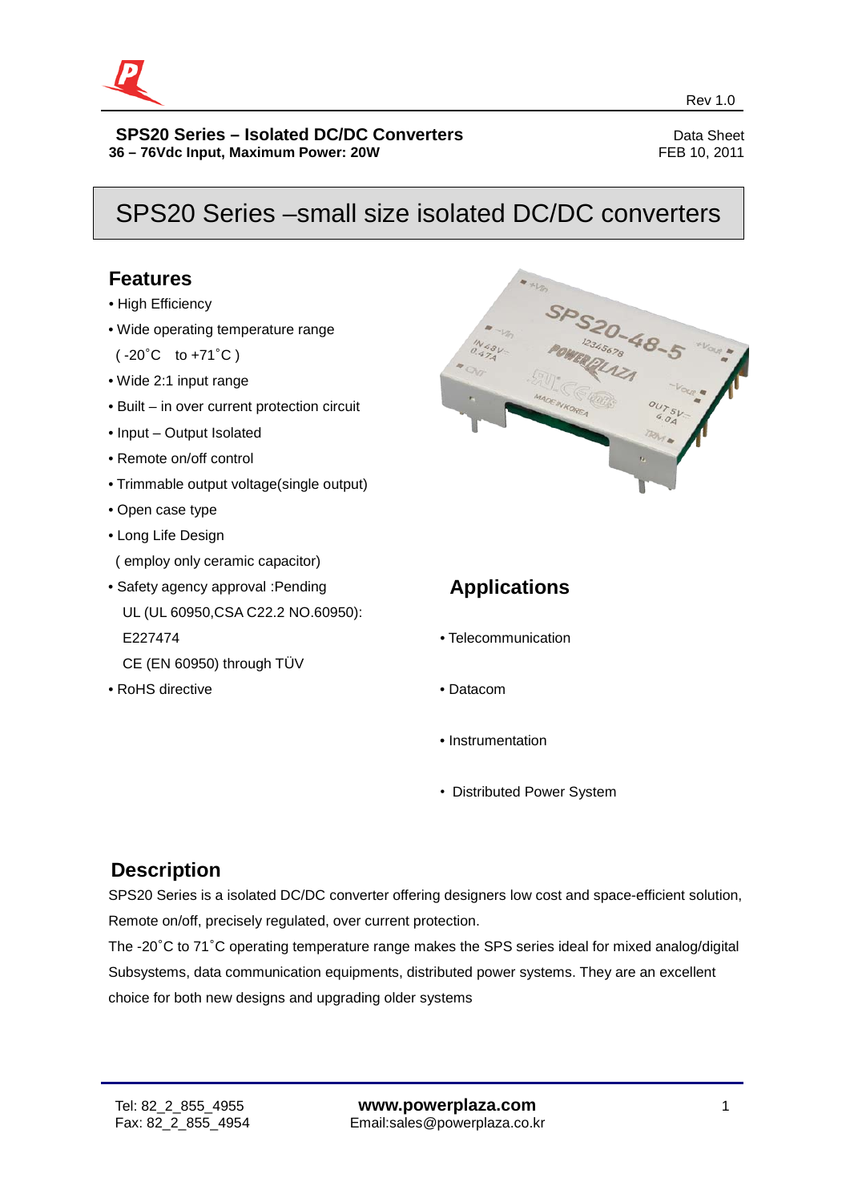Rev 1.0

**SPS20 Series – Isolated DC/DC Converters**
**36 – 76Vdc Input, Maximum Power: 20W**

Data Sheet
FEB 10, 2011

# SPS20 Series –small size isolated DC/DC converters

## Features

- High Efficiency
- Wide operating temperature range
  ( -20˚C to +71˚C )
- Wide 2:1 input range
- Built – in over current protection circuit
- Input – Output Isolated
- Remote on/off control
- Trimmable output voltage(single output)
- Open case type
- Long Life Design
  ( employ only ceramic capacitor)
- Safety agency approval :Pending
  UL (UL 60950,CSA C22.2 NO.60950): E227474
  CE (EN 60950) through TÜV
- RoHS directive

## Applications

- Telecommunication
- Datacom
- Instrumentation
- Distributed Power System

## Description

SPS20 Series is a isolated DC/DC converter offering designers low cost and space-efficient solution, Remote on/off, precisely regulated, over current protection.

The -20˚C to 71˚C operating temperature range makes the SPS series ideal for mixed analog/digital Subsystems, data communication equipments, distributed power systems. They are an excellent choice for both new designs and upgrading older systems

Tel: 82_2_855_4955
Fax: 82_2_855_4954

**www.powerplaza.com**
Email:sales@powerplaza.co.kr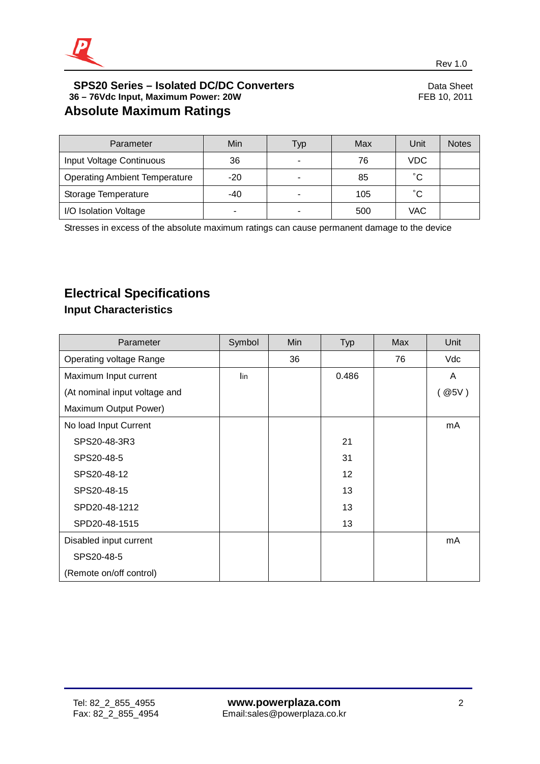**SPS20 Series – Isolated DC/DC Converters**
**36 – 76Vdc Input, Maximum Power: 20W**

Data Sheet
FEB 10, 2011

## Absolute Maximum Ratings

| Parameter | Min | Typ | Max | Unit | Notes |
|---|---|---|---|---|---|
| Input Voltage Continuous | 36 | - | 76 | VDC | |
| Operating Ambient Temperature | -20 | - | 85 | ˚C | |
| Storage Temperature | -40 | - | 105 | ˚C | |
| I/O Isolation Voltage | - | - | 500 | VAC | |

Stresses in excess of the absolute maximum ratings can cause permanent damage to the device

## Electrical Specifications

### Input Characteristics

| Parameter | Symbol | Min | Typ | Max | Unit |
|---|---|---|---|---|---|
| Operating voltage Range | | 36 | | 76 | Vdc |
| Maximum Input current (At nominal input voltage and Maximum Output Power) | $I_{in}$ | | 0.486 | | A ( @5V ) |
| No load Input Current | | | | | mA |
| SPS20-48-3R3 | | | 21 | | |
| SPS20-48-5 | | | 31 | | |
| SPS20-48-12 | | | 12 | | |
| SPS20-48-15 | | | 13 | | |
| SPD20-48-1212 | | | 13 | | |
| SPD20-48-1515 | | | 13 | | |
| Disabled input current SPS20-48-5 (Remote on/off control) | | | | | mA |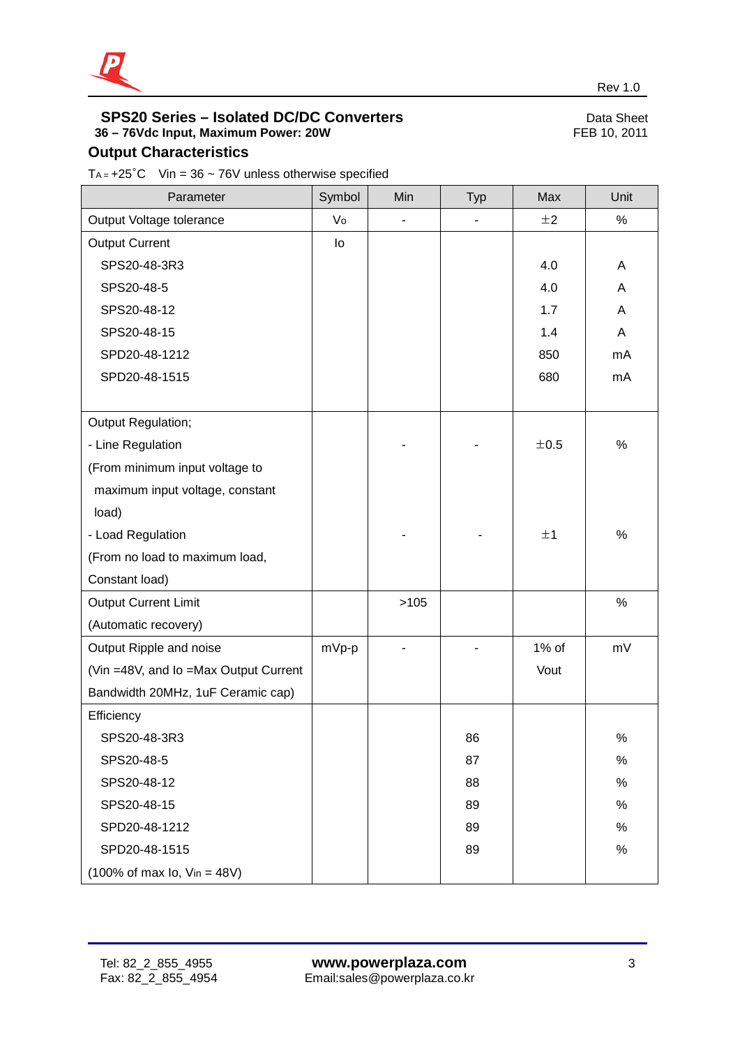## SPS20 Series – Isolated DC/DC Converters

**36 – 76Vdc Input, Maximum Power: 20W**

Data Sheet
FEB 10, 2011

### Output Characteristics

$T_A$ = +25˚C  Vin = 36 ~ 76V unless otherwise specified

| Parameter | Symbol | Min | Typ | Max | Unit |
|---|---|---|---|---|---|
| Output Voltage tolerance | $V_O$ | - | - | ±2 | % |
| Output Current | Io | | | | |
| SPS20-48-3R3 | | | | 4.0 | A |
| SPS20-48-5 | | | | 4.0 | A |
| SPS20-48-12 | | | | 1.7 | A |
| SPS20-48-15 | | | | 1.4 | A |
| SPD20-48-1212 | | | | 850 | mA |
| SPD20-48-1515 | | | | 680 | mA |
| Output Regulation; | | | | | |
| - Line Regulation (From minimum input voltage to maximum input voltage, constant load) | | - | - | ±0.5 | % |
| - Load Regulation (From no load to maximum load, Constant load) | | - | - | ±1 | % |
| Output Current Limit (Automatic recovery) | | >105 | | | % |
| Output Ripple and noise (Vin =48V, and Io =Max Output Current Bandwidth 20MHz, 1uF Ceramic cap) | mVp-p | - | - | 1% of Vout | mV |
| Efficiency | | | | | |
| SPS20-48-3R3 | | | 86 | | % |
| SPS20-48-5 | | | 87 | | % |
| SPS20-48-12 | | | 88 | | % |
| SPS20-48-15 | | | 89 | | % |
| SPD20-48-1212 | | | 89 | | % |
| SPD20-48-1515 | | | 89 | | % |
| (100% of max Io, $V_{in}$ = 48V) | | | | | |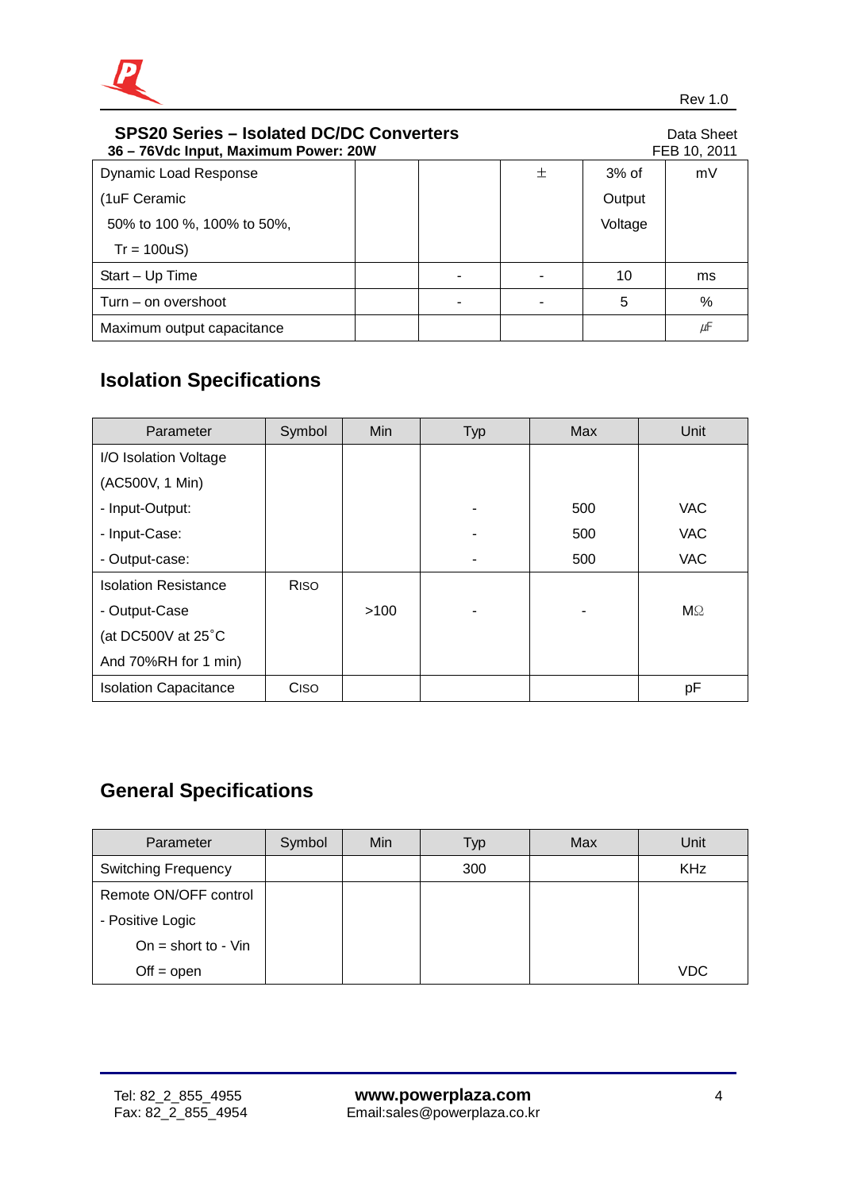## SPS20 Series – Isolated DC/DC Converters

**36 – 76Vdc Input, Maximum Power: 20W**

Data Sheet
FEB 10, 2011

| | | | | | |
|---|---|---|---|---|---|
| Dynamic Load Response (1uF Ceramic 50% to 100 %, 100% to 50%, Tr = 100uS) | | | ± | 3% of Output Voltage | mV |
| Start – Up Time | | - | - | 10 | ms |
| Turn – on overshoot | | - | - | 5 | % |
| Maximum output capacitance | | | | | µF |

## Isolation Specifications

| Parameter | Symbol | Min | Typ | Max | Unit |
|---|---|---|---|---|---|
| I/O Isolation Voltage (AC500V, 1 Min) | | | | | |
| - Input-Output: | | | - | 500 | VAC |
| - Input-Case: | | | - | 500 | VAC |
| - Output-case: | | | - | 500 | VAC |
| Isolation Resistance - Output-Case (at DC500V at 25˚C And 70%RH for 1 min) | RISO | >100 | - | - | MΩ |
| Isolation Capacitance | CISO | | | | pF |

## General Specifications

| Parameter | Symbol | Min | Typ | Max | Unit |
|---|---|---|---|---|---|
| Switching Frequency | | | 300 | | KHz |
| Remote ON/OFF control - Positive Logic On = short to - Vin Off = open | | | | | VDC |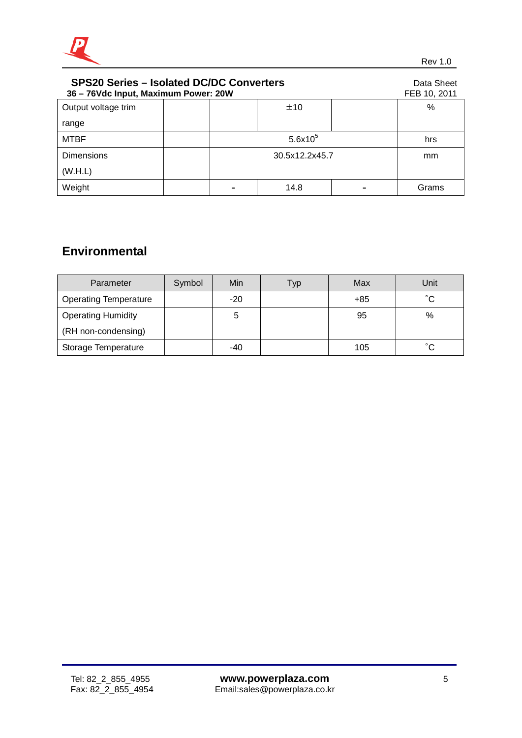| Output voltage trim range | | | ±10 | | % |
|---|---|---|---|---|---|
| MTBF | | 5.6x10[5] | | | hrs |
| Dimensions (W.H.L) | | 30.5x12.2x45.7 | | | mm |
| Weight | | - | 14.8 | - | Grams |

## Environmental

| Parameter | Symbol | Min | Typ | Max | Unit |
|---|---|---|---|---|---|
| Operating Temperature | | -20 | | +85 | ˚C |
| Operating Humidity (RH non-condensing) | | 5 | | 95 | % |
| Storage Temperature | | -40 | | 105 | ˚C |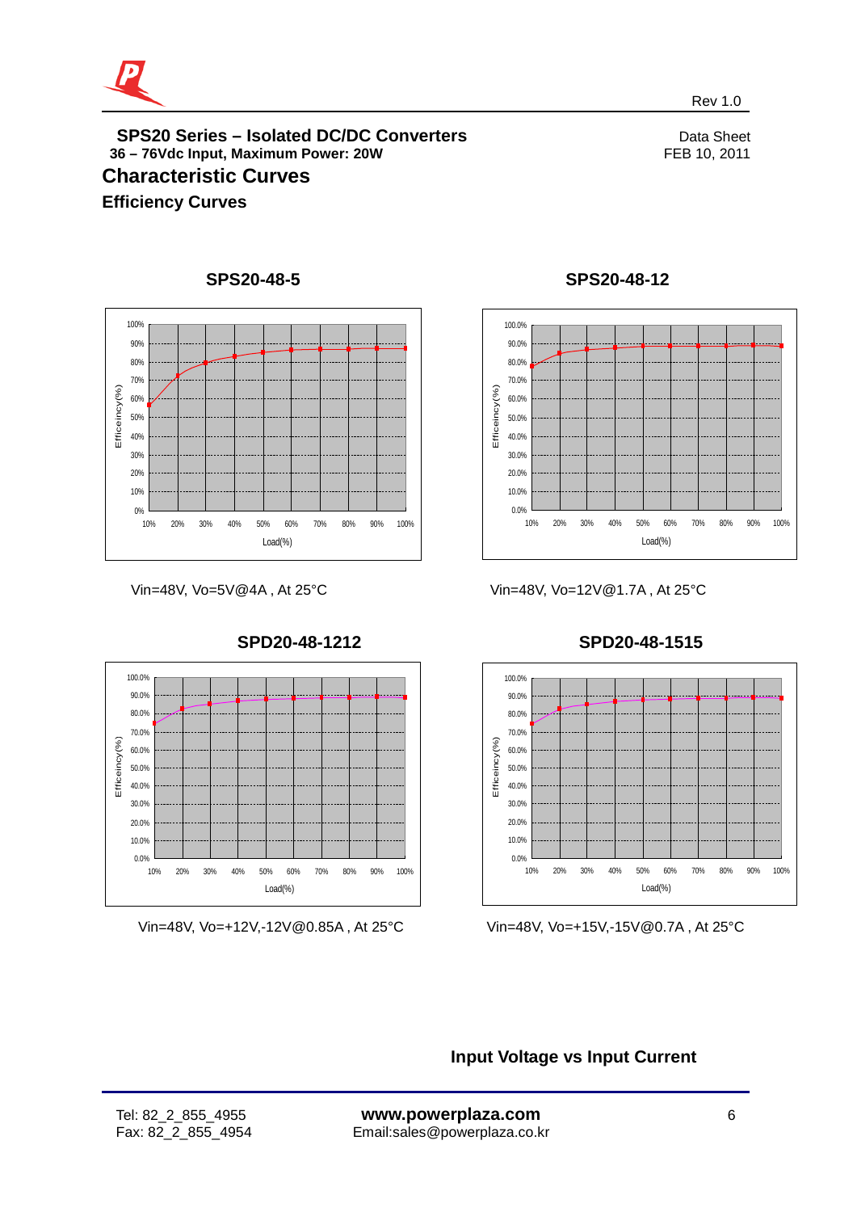## SPS20 Series – Isolated DC/DC Converters

**36 – 76Vdc Input, Maximum Power: 20W**

Data Sheet
FEB 10, 2011

# Characteristic Curves

## Efficiency Curves

**SPS20-48-5**

Vin=48V, Vo=5V@4A , At 25°C

**SPS20-48-12**

Vin=48V, Vo=12V@1.7A , At 25°C

**SPD20-48-1212**

Vin=48V, Vo=+12V,-12V@0.85A , At 25°C

**SPD20-48-1515**

Vin=48V, Vo=+15V,-15V@0.7A , At 25°C

## Input Voltage vs Input Current

Tel: 82_2_855_4955
Fax: 82_2_855_4954

**www.powerplaza.com**
Email:sales@powerplaza.co.kr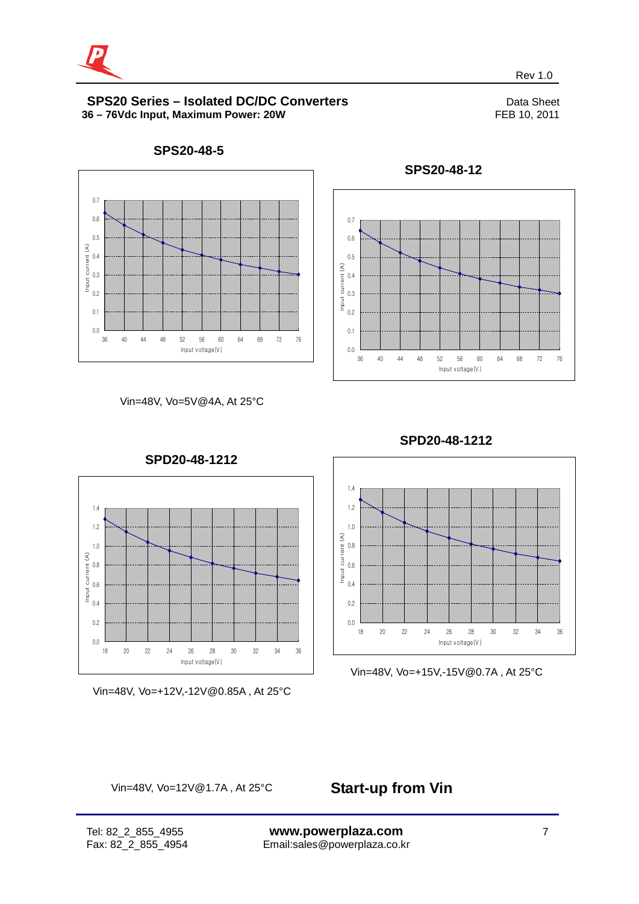### SPS20-48-5

Vin=48V, Vo=5V@4A, At 25°C

### SPS20-48-12

Vin=48V, Vo=12V@1.7A , At 25°C

### SPD20-48-1212

Vin=48V, Vo=+12V,-12V@0.85A , At 25°C

### SPD20-48-1212

Vin=48V, Vo=+15V,-15V@0.7A , At 25°C

## Start-up from Vin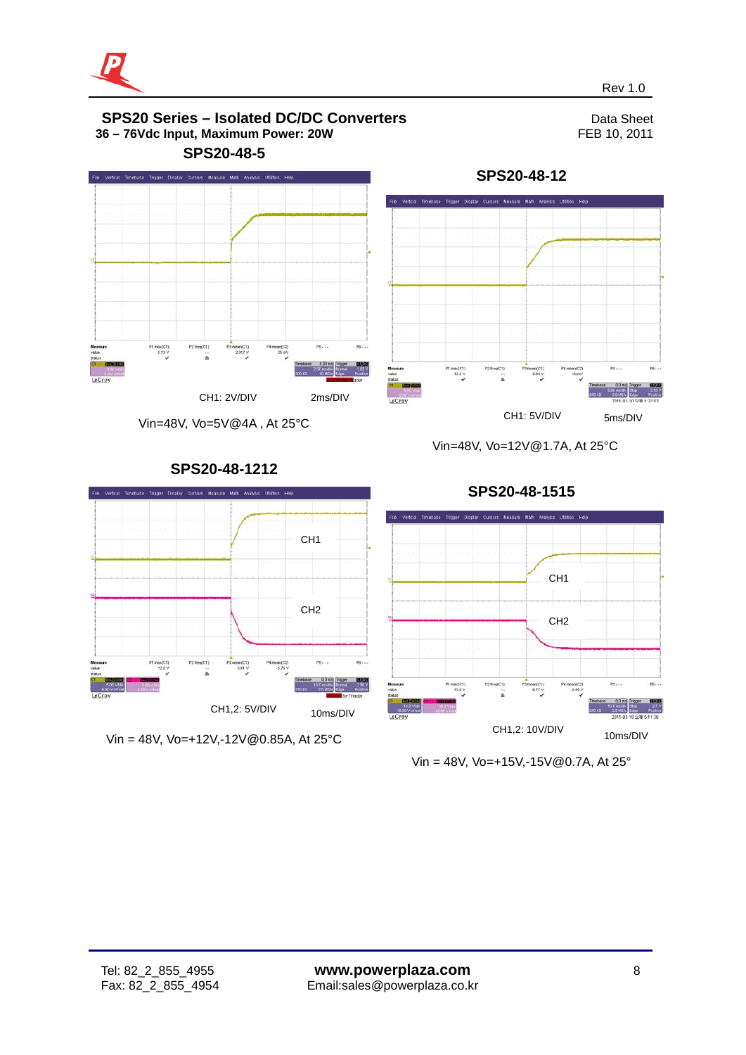# SPS20 Series – Isolated DC/DC Converters

**36 – 76Vdc Input, Maximum Power: 20W**

Data Sheet
FEB 10, 2011

### SPS20-48-5

CH1: 2V/DIV 2ms/DIV

Vin=48V, Vo=5V@4A , At 25°C

### SPS20-48-12

CH1: 5V/DIV 5ms/DIV

Vin=48V, Vo=12V@1.7A, At 25°C

### SPS20-48-1212

CH1

CH2

CH1,2: 5V/DIV 10ms/DIV

Vin = 48V, Vo=+12V,-12V@0.85A, At 25°C

### SPS20-48-1515

CH1

CH2

CH1,2: 10V/DIV 10ms/DIV

Vin = 48V, Vo=+15V,-15V@0.7A, At 25°

Tel: 82_2_855_4955
Fax: 82_2_855_4954

**www.powerplaza.com**
Email:sales@powerplaza.co.kr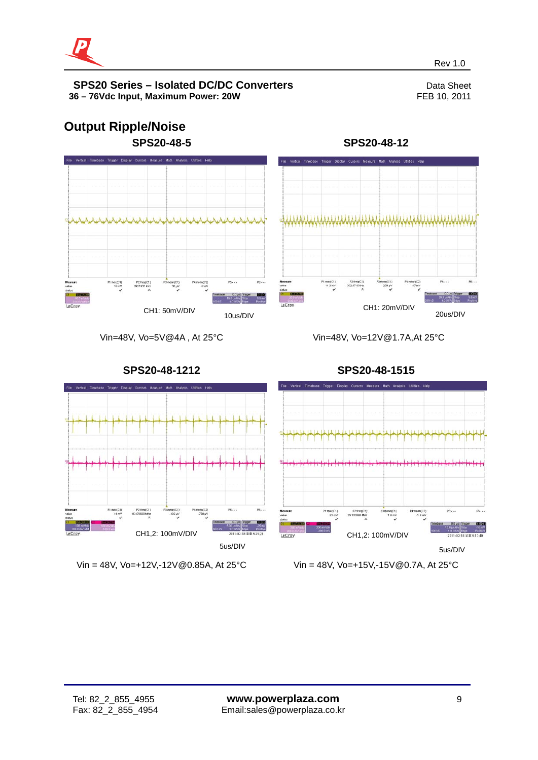# SPS20 Series – Isolated DC/DC Converters

**36 – 76Vdc Input, Maximum Power: 20W**

## Output Ripple/Noise

### SPS20-48-5

CH1: 50mV/DIV

10us/DIV

Vin=48V, Vo=5V@4A , At 25°C

### SPS20-48-12

CH1: 20mV/DIV

20us/DIV

Vin=48V, Vo=12V@1.7A,At 25°C

### SPS20-48-1212

CH1,2: 100mV/DIV

5us/DIV

Vin = 48V, Vo=+12V,-12V@0.85A, At 25°C

### SPS20-48-1515

CH1,2: 100mV/DIV

5us/DIV

Vin = 48V, Vo=+15V,-15V@0.7A, At 25°C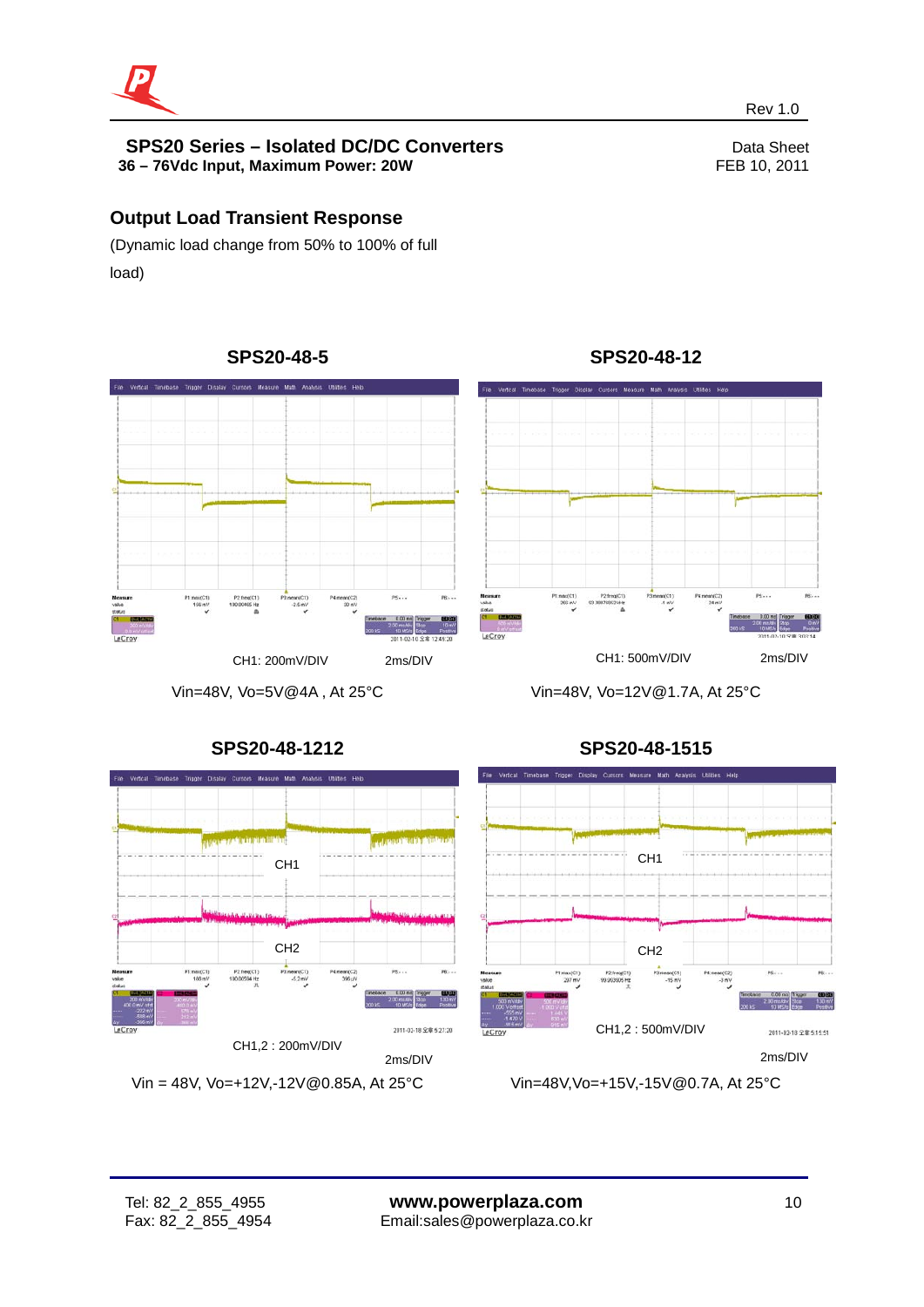## Output Load Transient Response

(Dynamic load change from 50% to 100% of full load)

### SPS20-48-5

CH1: 200mV/DIV 2ms/DIV

Vin=48V, Vo=5V@4A , At 25°C

### SPS20-48-12

CH1: 500mV/DIV 2ms/DIV

Vin=48V, Vo=12V@1.7A, At 25°C

### SPS20-48-1212

CH1,2 : 200mV/DIV 2ms/DIV

Vin = 48V, Vo=+12V,-12V@0.85A, At 25°C

### SPS20-48-1515

CH1,2 : 500mV/DIV 2ms/DIV

Vin=48V,Vo=+15V,-15V@0.7A, At 25°C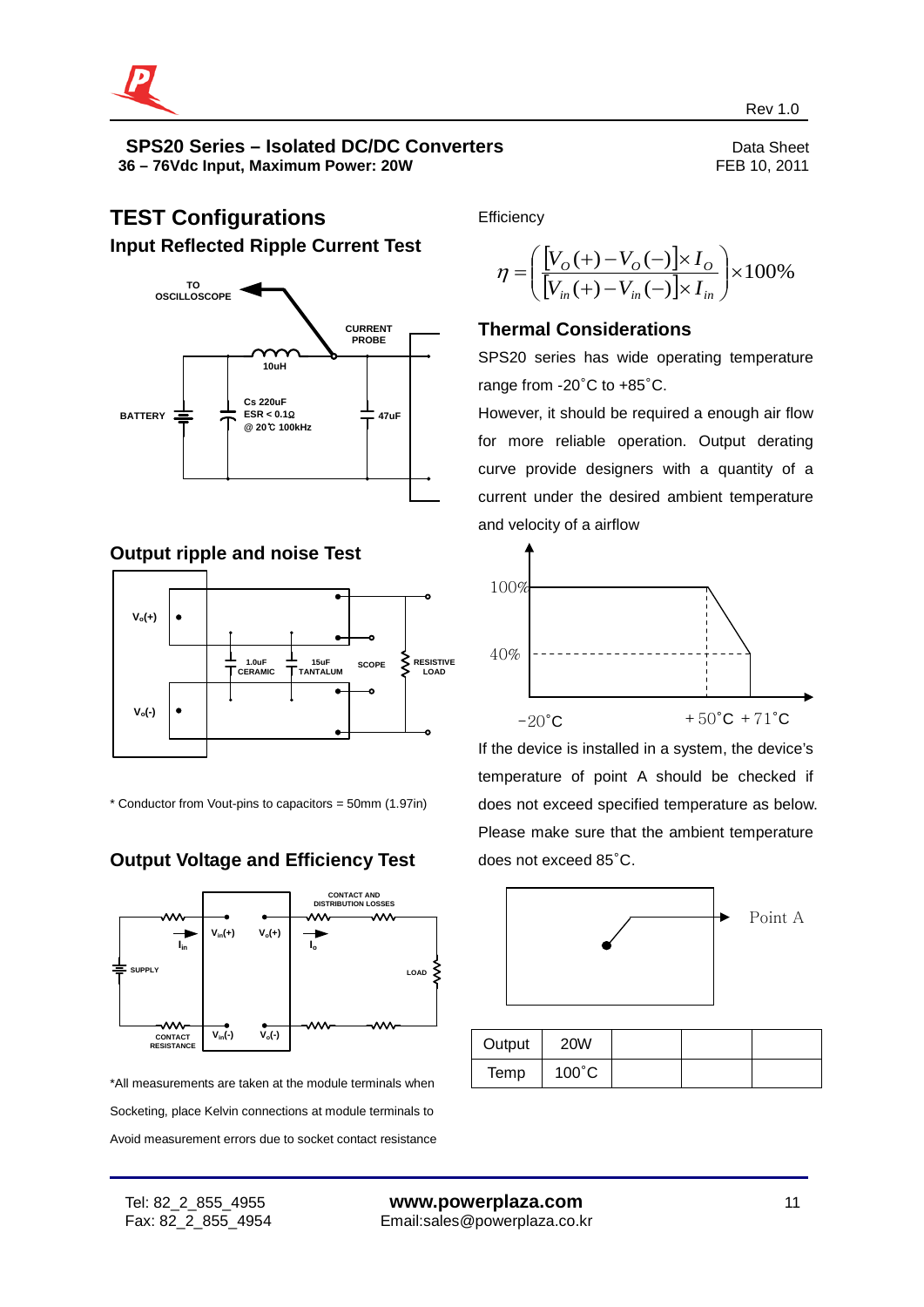SPS20 Series – Isolated DC/DC Converters

36 – 76Vdc Input, Maximum Power: 20W

Data Sheet
FEB 10, 2011

## TEST Configurations

### Input Reflected Ripple Current Test

TO OSCILLOSCOPE

CURRENT PROBE

10uH

BATTERY

Cs 220uF
ESR < 0.1Ω
@ 20℃ 100kHz

47uF

### Output ripple and noise Test

$V_o(+)$

$V_o(-)$

1.0uF CERAMIC

15uF TANTALUM

SCOPE

RESISTIVE LOAD

* Conductor from Vout-pins to capacitors = 50mm (1.97in)

### Output Voltage and Efficiency Test

CONTACT AND DISTRIBUTION LOSSES

$I_{in}$

$V_{in}(+)$

$V_o(+)$

$I_o$

SUPPLY

LOAD

CONTACT RESISTANCE

$V_{in}(-)$

$V_o(-)$

*All measurements are taken at the module terminals when Socketing, place Kelvin connections at module terminals to Avoid measurement errors due to socket contact resistance

Efficiency

$$\eta = \left( \frac{[V_O(+) - V_O(-)] \times I_O}{[V_{in}(+) - V_{in}(-)] \times I_{in}} \right) \times 100\%$$

### Thermal Considerations

SPS20 series has wide operating temperature range from -20˚C to +85˚C.

However, it should be required a enough air flow for more reliable operation. Output derating curve provide designers with a quantity of a current under the desired ambient temperature and velocity of a airflow

100%

40%

-20˚C

+50˚C +71˚C

If the device is installed in a system, the device's temperature of point A should be checked if does not exceed specified temperature as below. Please make sure that the ambient temperature does not exceed 85˚C.

Point A

| Output | 20W | | | |
|---|---|---|---|---|
| Temp | 100˚C | | | |

Tel: 82_2_855_4955
Fax: 82_2_855_4954

www.powerplaza.com
Email:sales@powerplaza.co.kr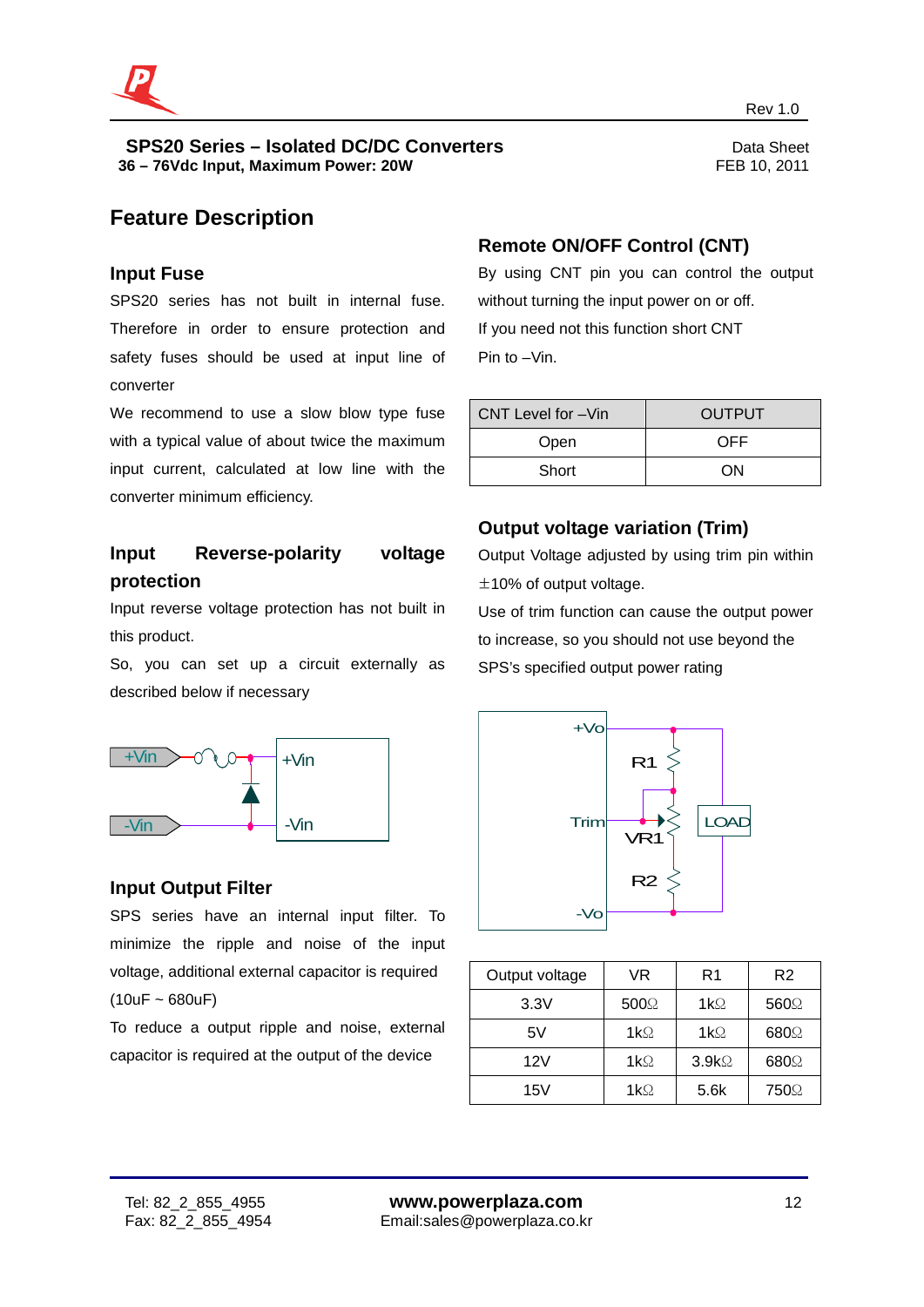SPS20 Series – Isolated DC/DC Converters
36 – 76Vdc Input, Maximum Power: 20W

Data Sheet
FEB 10, 2011

# Feature Description

## Input Fuse

SPS20 series has not built in internal fuse. Therefore in order to ensure protection and safety fuses should be used at input line of converter

We recommend to use a slow blow type fuse with a typical value of about twice the maximum input current, calculated at low line with the converter minimum efficiency.

## Input Reverse-polarity voltage protection

Input reverse voltage protection has not built in this product.

So, you can set up a circuit externally as described below if necessary

## Input Output Filter

SPS series have an internal input filter. To minimize the ripple and noise of the input voltage, additional external capacitor is required (10uF ~ 680uF)

To reduce a output ripple and noise, external capacitor is required at the output of the device

## Remote ON/OFF Control (CNT)

By using CNT pin you can control the output without turning the input power on or off.

If you need not this function short CNT Pin to –Vin.

| CNT Level for –Vin | OUTPUT |
|---|---|
| Open | OFF |
| Short | ON |

## Output voltage variation (Trim)

Output Voltage adjusted by using trim pin within ±10% of output voltage.

Use of trim function can cause the output power to increase, so you should not use beyond the SPS's specified output power rating

| Output voltage | VR | R1 | R2 |
|---|---|---|---|
| 3.3V | 500Ω | 1kΩ | 560Ω |
| 5V | 1kΩ | 1kΩ | 680Ω |
| 12V | 1kΩ | 3.9kΩ | 680Ω |
| 15V | 1kΩ | 5.6k | 750Ω |

Tel: 82_2_855_4955
Fax: 82_2_855_4954

www.powerplaza.com
Email:sales@powerplaza.co.kr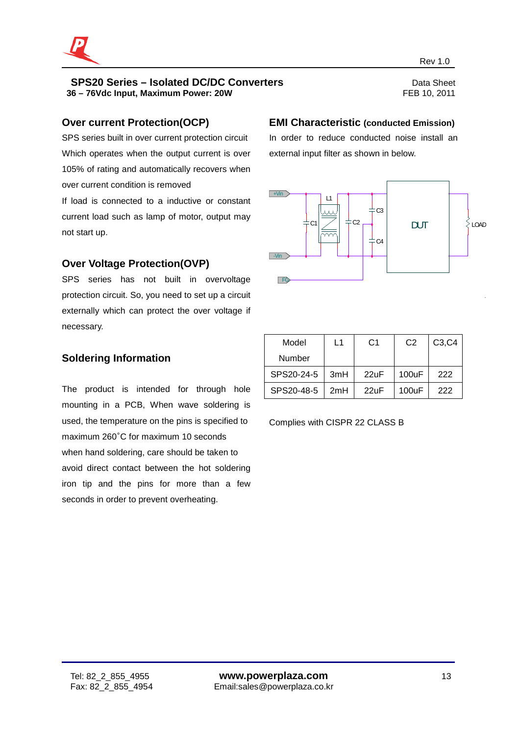## Over current Protection(OCP)

SPS series built in over current protection circuit Which operates when the output current is over 105% of rating and automatically recovers when over current condition is removed

If load is connected to a inductive or constant current load such as lamp of motor, output may not start up.

## Over Voltage Protection(OVP)

SPS series has not built in overvoltage protection circuit. So, you need to set up a circuit externally which can protect the over voltage if necessary.

## Soldering Information

The product is intended for through hole mounting in a PCB, When wave soldering is used, the temperature on the pins is specified to maximum 260˚C for maximum 10 seconds when hand soldering, care should be taken to avoid direct contact between the hot soldering iron tip and the pins for more than a few seconds in order to prevent overheating.

## EMI Characteristic (conducted Emission)

In order to reduce conducted noise install an external input filter as shown in below.

| Model Number | L1 | C1 | C2 | C3,C4 |
|---|---|---|---|---|
| SPS20-24-5 | 3mH | 22uF | 100uF | 222 |
| SPS20-48-5 | 2mH | 22uF | 100uF | 222 |

Complies with CISPR 22 CLASS B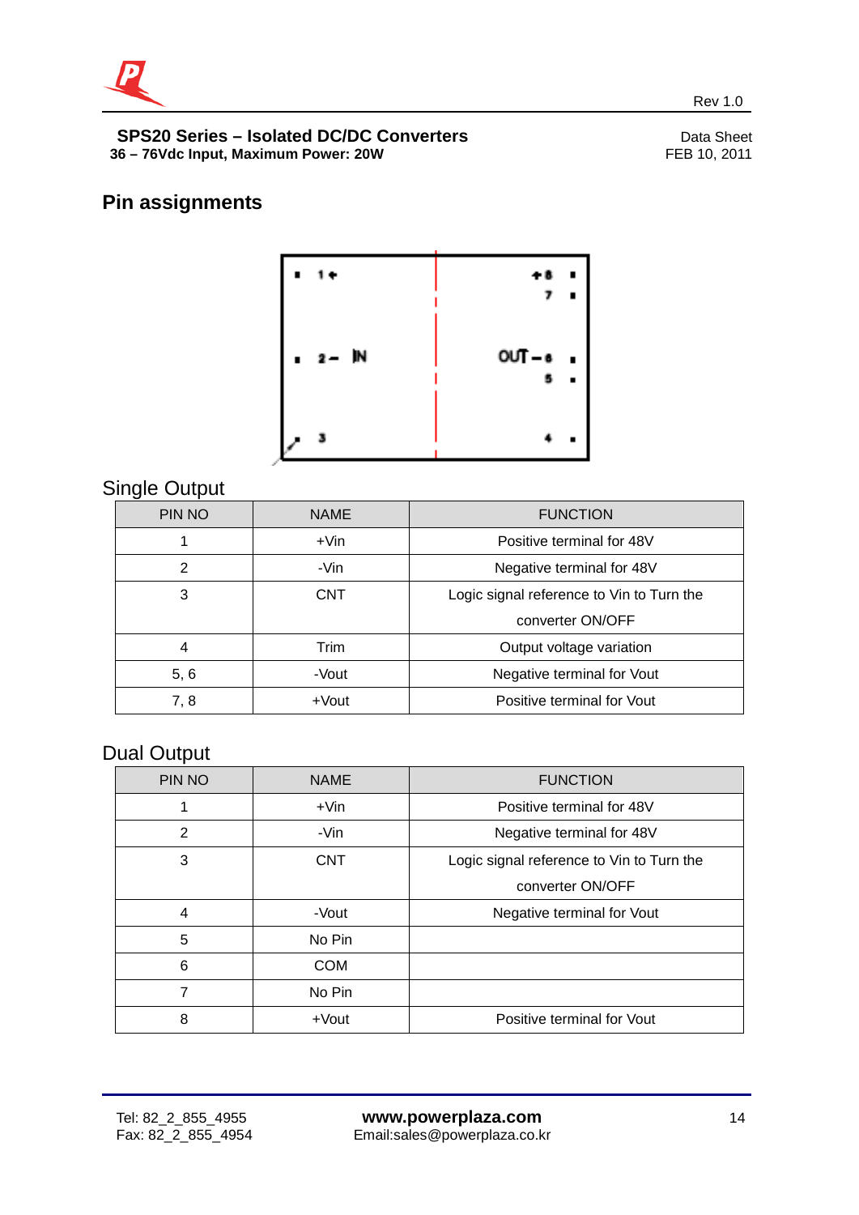SPS20 Series – Isolated DC/DC Converters
36 – 76Vdc Input, Maximum Power: 20W

Data Sheet
FEB 10, 2011

## Pin assignments

1 + 
2 – IN
3

+ 8
7
OUT – 6
5
4

### Single Output

| PIN NO | NAME | FUNCTION |
|---|---|---|
| 1 | +Vin | Positive terminal for 48V |
| 2 | -Vin | Negative terminal for 48V |
| 3 | CNT | Logic signal reference to Vin to Turn the converter ON/OFF |
| 4 | Trim | Output voltage variation |
| 5, 6 | -Vout | Negative terminal for Vout |
| 7, 8 | +Vout | Positive terminal for Vout |

### Dual Output

| PIN NO | NAME | FUNCTION |
|---|---|---|
| 1 | +Vin | Positive terminal for 48V |
| 2 | -Vin | Negative terminal for 48V |
| 3 | CNT | Logic signal reference to Vin to Turn the converter ON/OFF |
| 4 | -Vout | Negative terminal for Vout |
| 5 | No Pin | |
| 6 | COM | |
| 7 | No Pin | |
| 8 | +Vout | Positive terminal for Vout |

Tel: 82_2_855_4955
Fax: 82_2_855_4954

**www.powerplaza.com**
Email:sales@powerplaza.co.kr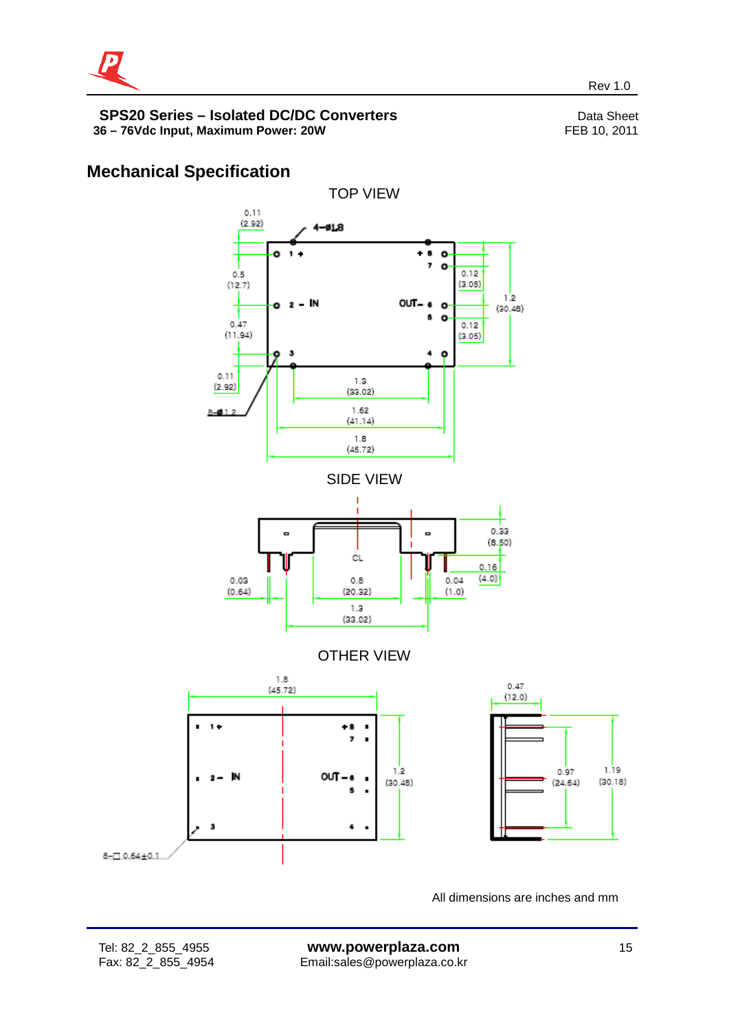## Mechanical Specification

TOP VIEW

0.11 (2.92)

4-Ø1.8

1 +

+ 8

7

0.5 (12.7)

0.12 (3.05)

1.2 (30.48)

2 - IN

OUT- 6

5

0.47 (11.94)

0.12 (3.05)

3

4

0.11 (2.92)

8-Ø1.2

1.3 (33.02)

1.62 (41.14)

1.8 (45.72)

SIDE VIEW

0.33 (8.50)

CL

0.16 (4.0)

0.03 (0.64)

0.8 (20.32)

0.04 (1.0)

1.3 (33.02)

OTHER VIEW

1.8 (45.72)

0.47 (12.0)

1 +

+ 8

7

2 - IN

OUT - 6

5

1.2 (30.48)

0.97 (24.64)

1.19 (30.18)

3

4

8-□ 0.64±0.1

All dimensions are inches and mm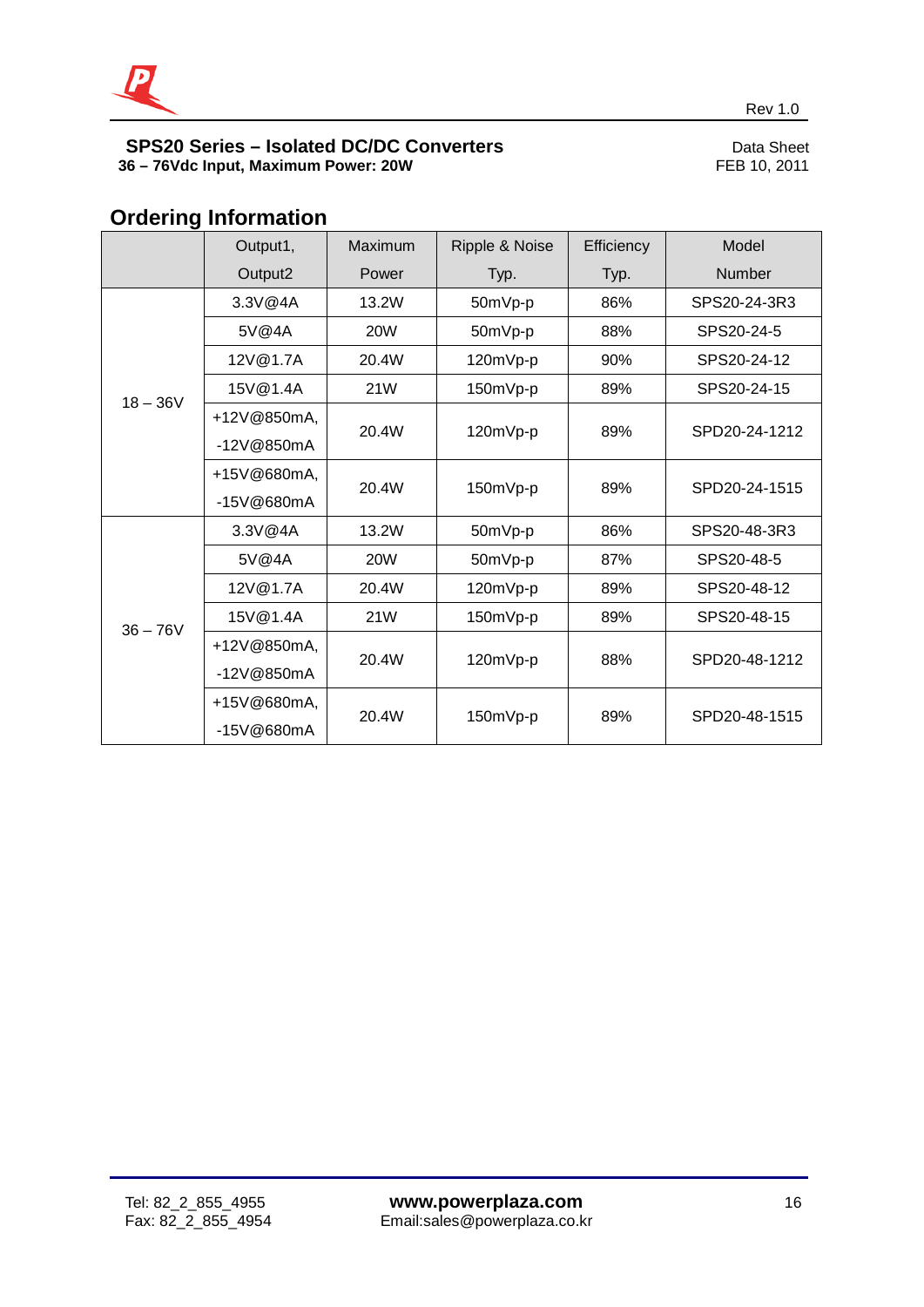## Ordering Information

| | Output1, Output2 | Maximum Power | Ripple & Noise Typ. | Efficiency Typ. | Model Number |
|---|---|---|---|---|---|
| 18 – 36V | 3.3V@4A | 13.2W | 50mVp-p | 86% | SPS20-24-3R3 |
| | 5V@4A | 20W | 50mVp-p | 88% | SPS20-24-5 |
| | 12V@1.7A | 20.4W | 120mVp-p | 90% | SPS20-24-12 |
| | 15V@1.4A | 21W | 150mVp-p | 89% | SPS20-24-15 |
| | +12V@850mA, -12V@850mA | 20.4W | 120mVp-p | 89% | SPD20-24-1212 |
| | +15V@680mA, -15V@680mA | 20.4W | 150mVp-p | 89% | SPD20-24-1515 |
| 36 – 76V | 3.3V@4A | 13.2W | 50mVp-p | 86% | SPS20-48-3R3 |
| | 5V@4A | 20W | 50mVp-p | 87% | SPS20-48-5 |
| | 12V@1.7A | 20.4W | 120mVp-p | 89% | SPS20-48-12 |
| | 15V@1.4A | 21W | 150mVp-p | 89% | SPS20-48-15 |
| | +12V@850mA, -12V@850mA | 20.4W | 120mVp-p | 88% | SPD20-48-1212 |
| | +15V@680mA, -15V@680mA | 20.4W | 150mVp-p | 89% | SPD20-48-1515 |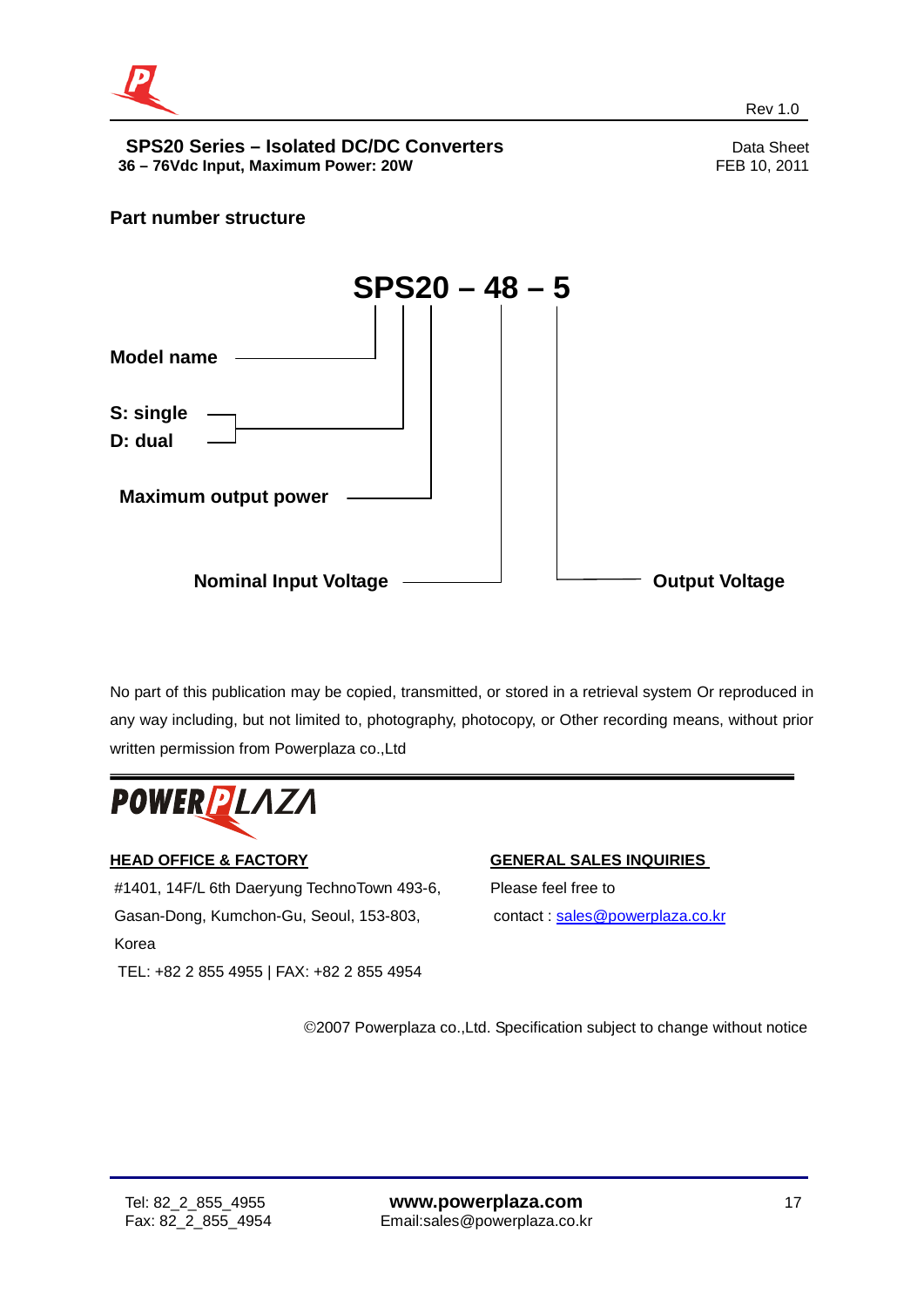**SPS20 Series – Isolated DC/DC Converters**
**36 – 76Vdc Input, Maximum Power: 20W**

Data Sheet
FEB 10, 2011

## Part number structure

**SPS20 – 48 – 5**

**Model name**

**S: single**
**D: dual**

**Maximum output power**

**Nominal Input Voltage**

**Output Voltage**

No part of this publication may be copied, transmitted, or stored in a retrieval system Or reproduced in any way including, but not limited to, photography, photocopy, or Other recording means, without prior written permission from Powerplaza co.,Ltd

**POWER PLAZA**

**HEAD OFFICE & FACTORY**

#1401, 14F/L 6th Daeryung TechnoTown 493-6,
Gasan-Dong, Kumchon-Gu, Seoul, 153-803,
Korea
TEL: +82 2 855 4955 | FAX: +82 2 855 4954

**GENERAL SALES INQUIRIES**

Please feel free to
contact : sales@powerplaza.co.kr

©2007 Powerplaza co.,Ltd. Specification subject to change without notice